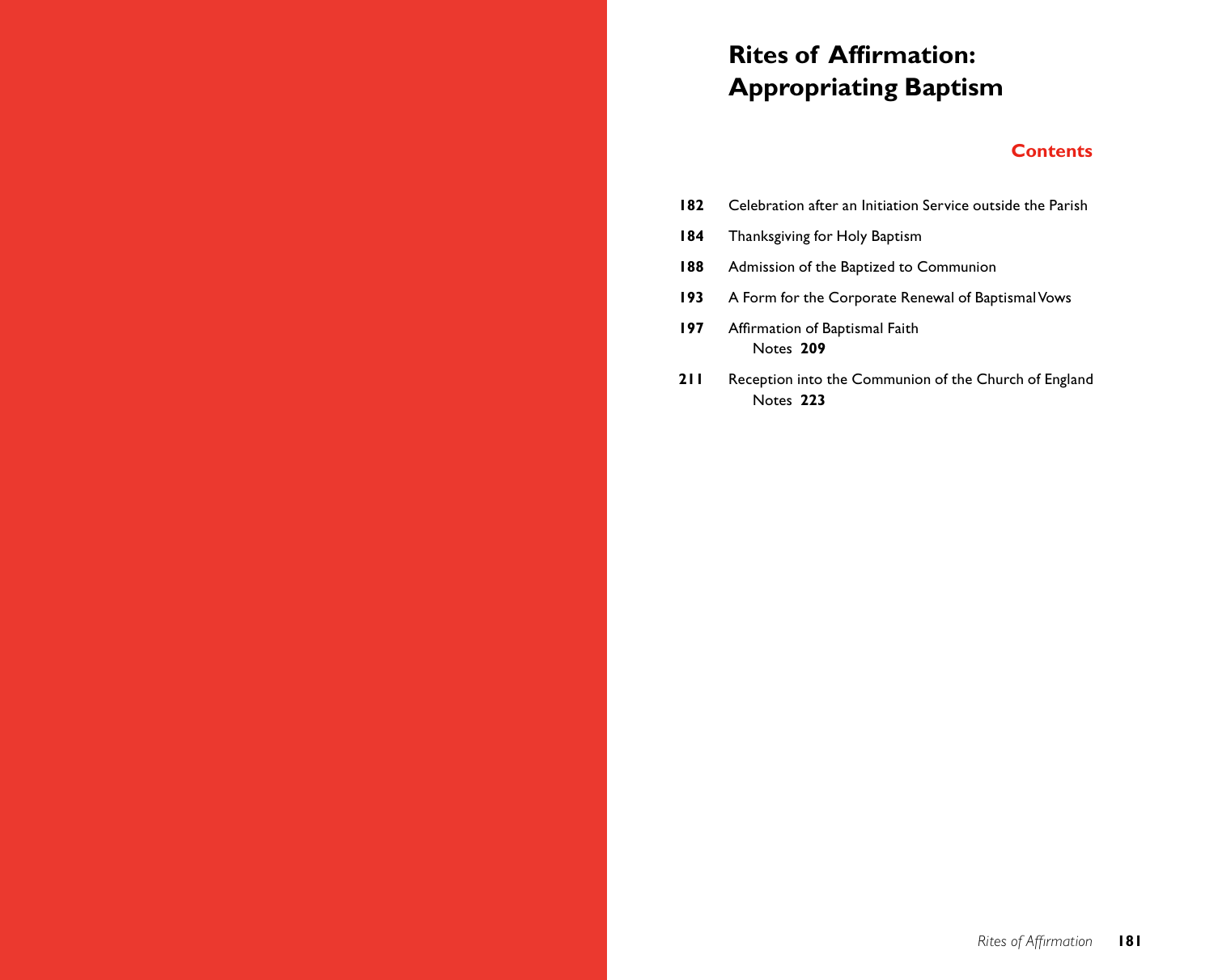# Rites of Affirmation: Appropriating Baptism

## Contents

| | |
|---|---|
| **182** | Celebration after an Initiation Service outside the Parish |
| **184** | Thanksgiving for Holy Baptism |
| **188** | Admission of the Baptized to Communion |
| **193** | A Form for the Corporate Renewal of Baptismal Vows |
| **197** | Affirmation of Baptismal Faith<br>Notes **209** |
| **211** | Reception into the Communion of the Church of England<br>Notes **223** |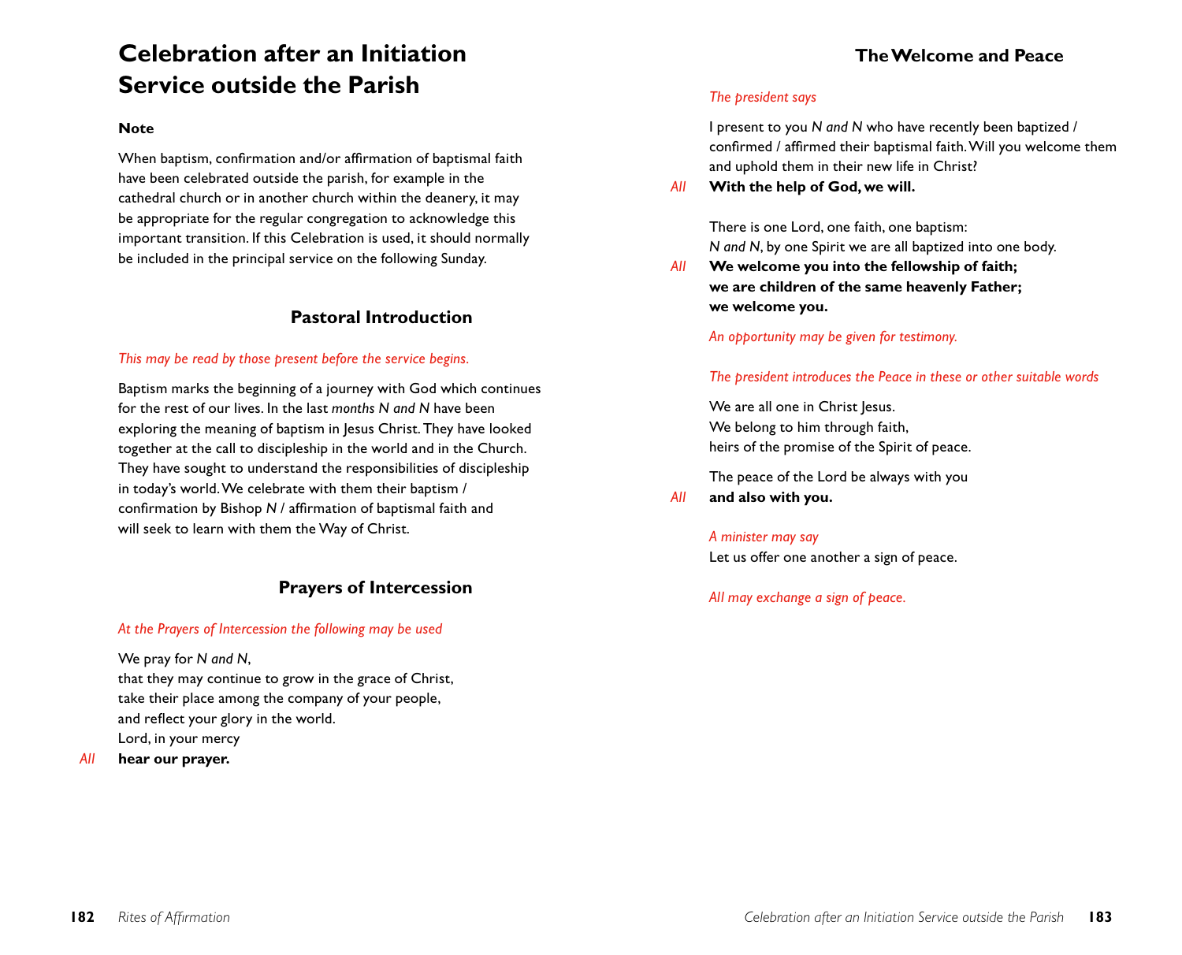# Celebration after an Initiation Service outside the Parish

**Note**

When baptism, confirmation and/or affirmation of baptismal faith have been celebrated outside the parish, for example in the cathedral church or in another church within the deanery, it may be appropriate for the regular congregation to acknowledge this important transition. If this Celebration is used, it should normally be included in the principal service on the following Sunday.

## Pastoral Introduction

*This may be read by those present before the service begins.*

Baptism marks the beginning of a journey with God which continues for the rest of our lives. In the last *months N and N* have been exploring the meaning of baptism in Jesus Christ. They have looked together at the call to discipleship in the world and in the Church. They have sought to understand the responsibilities of discipleship in today's world. We celebrate with them their baptism / confirmation by Bishop *N* / affirmation of baptismal faith and will seek to learn with them the Way of Christ.

## Prayers of Intercession

*At the Prayers of Intercession the following may be used*

We pray for *N and N*,
that they may continue to grow in the grace of Christ,
take their place among the company of your people,
and reflect your glory in the world.
Lord, in your mercy

*All* **hear our prayer.**

## The Welcome and Peace

*The president says*

I present to you *N and N* who have recently been baptized / confirmed / affirmed their baptismal faith. Will you welcome them and uphold them in their new life in Christ?

*All* **With the help of God, we will.**

There is one Lord, one faith, one baptism:
*N and N*, by one Spirit we are all baptized into one body.

*All* **We welcome you into the fellowship of faith;
we are children of the same heavenly Father;
we welcome you.**

*An opportunity may be given for testimony.*

*The president introduces the Peace in these or other suitable words*

We are all one in Christ Jesus.
We belong to him through faith,
heirs of the promise of the Spirit of peace.

The peace of the Lord be always with you

*All* **and also with you.**

*A minister may say*
Let us offer one another a sign of peace.

*All may exchange a sign of peace.*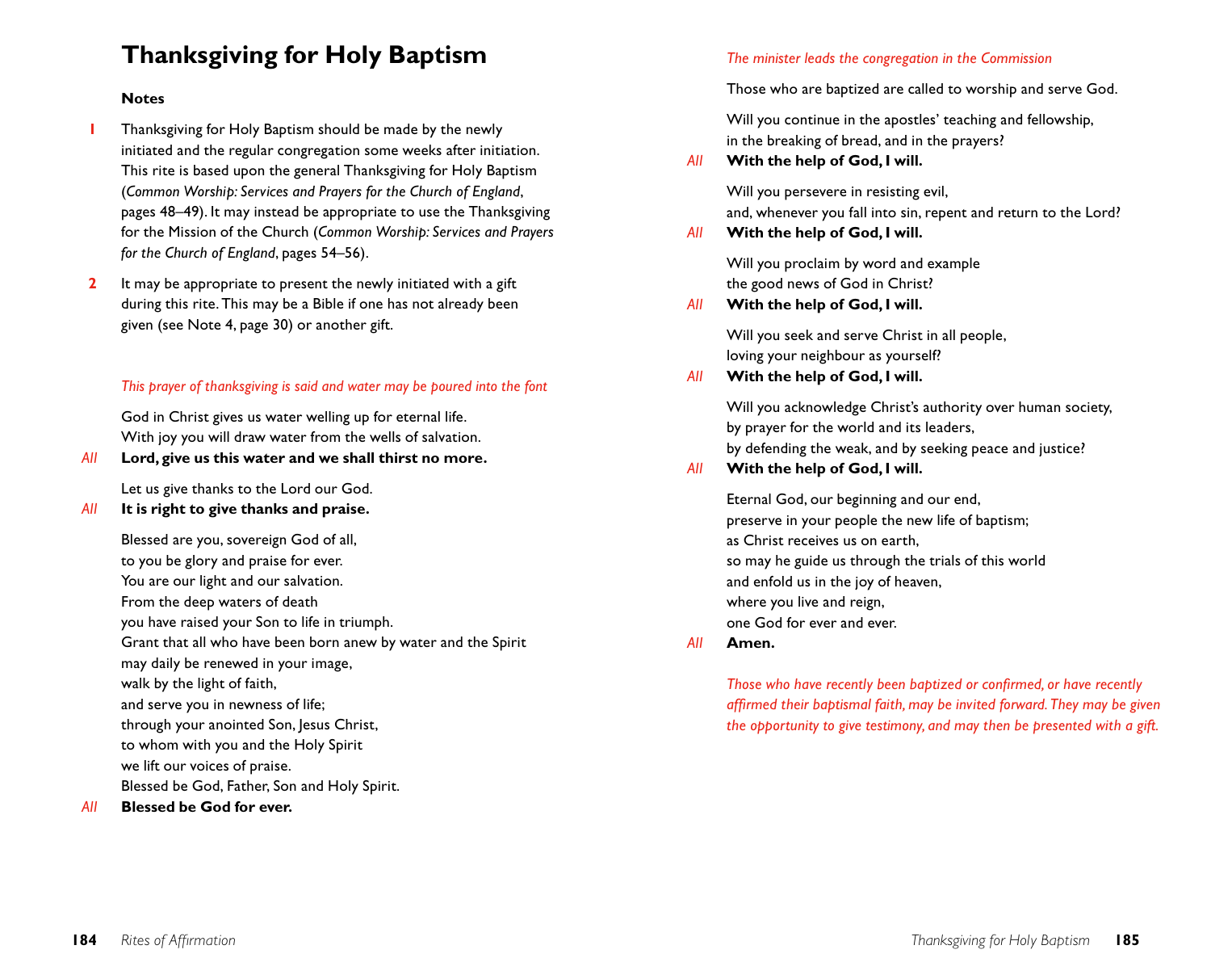# Thanksgiving for Holy Baptism

**Notes**

**1** Thanksgiving for Holy Baptism should be made by the newly initiated and the regular congregation some weeks after initiation. This rite is based upon the general Thanksgiving for Holy Baptism (*Common Worship: Services and Prayers for the Church of England*, pages 48–49). It may instead be appropriate to use the Thanksgiving for the Mission of the Church (*Common Worship: Services and Prayers for the Church of England*, pages 54–56).

**2** It may be appropriate to present the newly initiated with a gift during this rite. This may be a Bible if one has not already been given (see Note 4, page 30) or another gift.

*This prayer of thanksgiving is said and water may be poured into the font*

God in Christ gives us water welling up for eternal life.
With joy you will draw water from the wells of salvation.

*All* **Lord, give us this water and we shall thirst no more.**

Let us give thanks to the Lord our God.

*All* **It is right to give thanks and praise.**

Blessed are you, sovereign God of all,
to you be glory and praise for ever.
You are our light and our salvation.
From the deep waters of death
you have raised your Son to life in triumph.
Grant that all who have been born anew by water and the Spirit
may daily be renewed in your image,
walk by the light of faith,
and serve you in newness of life;
through your anointed Son, Jesus Christ,
to whom with you and the Holy Spirit
we lift our voices of praise.
Blessed be God, Father, Son and Holy Spirit.

*All* **Blessed be God for ever.**

*The minister leads the congregation in the Commission*

Those who are baptized are called to worship and serve God.

Will you continue in the apostles' teaching and fellowship,
in the breaking of bread, and in the prayers?

*All* **With the help of God, I will.**

Will you persevere in resisting evil,
and, whenever you fall into sin, repent and return to the Lord?

*All* **With the help of God, I will.**

Will you proclaim by word and example
the good news of God in Christ?

*All* **With the help of God, I will.**

Will you seek and serve Christ in all people,
loving your neighbour as yourself?

*All* **With the help of God, I will.**

Will you acknowledge Christ's authority over human society,
by prayer for the world and its leaders,
by defending the weak, and by seeking peace and justice?

*All* **With the help of God, I will.**

Eternal God, our beginning and our end,
preserve in your people the new life of baptism;
as Christ receives us on earth,
so may he guide us through the trials of this world
and enfold us in the joy of heaven,
where you live and reign,
one God for ever and ever.

*All* **Amen.**

*Those who have recently been baptized or confirmed, or have recently affirmed their baptismal faith, may be invited forward. They may be given the opportunity to give testimony, and may then be presented with a gift.*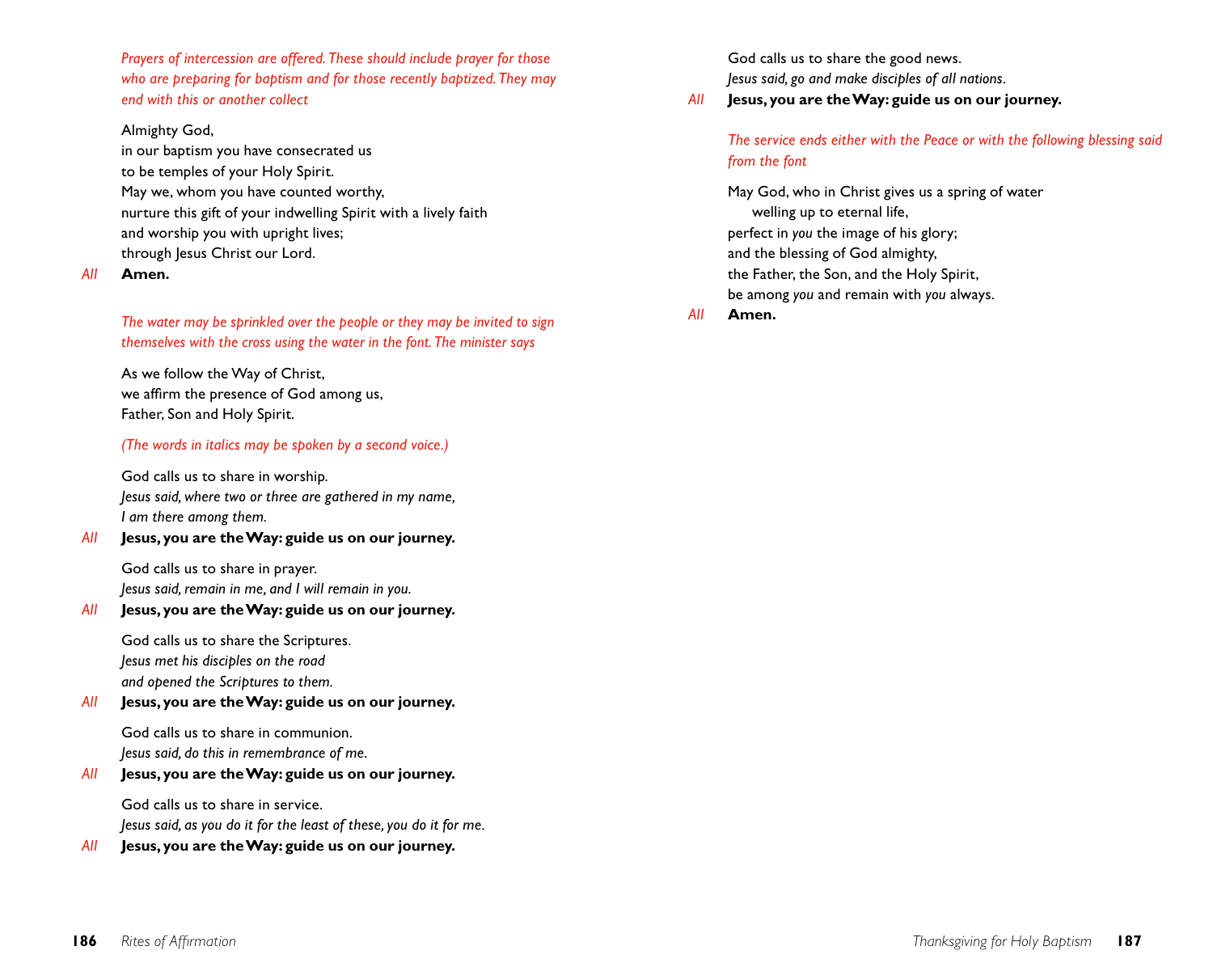*Prayers of intercession are offered. These should include prayer for those who are preparing for baptism and for those recently baptized. They may end with this or another collect*

Almighty God,
in our baptism you have consecrated us
to be temples of your Holy Spirit.
May we, whom you have counted worthy,
nurture this gift of your indwelling Spirit with a lively faith
and worship you with upright lives;
through Jesus Christ our Lord.

*All* **Amen.**

*The water may be sprinkled over the people or they may be invited to sign themselves with the cross using the water in the font. The minister says*

As we follow the Way of Christ,
we affirm the presence of God among us,
Father, Son and Holy Spirit.

*(The words in italics may be spoken by a second voice.)*

God calls us to share in worship.
*Jesus said, where two or three are gathered in my name, I am there among them.*

*All* **Jesus, you are the Way: guide us on our journey.**

God calls us to share in prayer.
*Jesus said, remain in me, and I will remain in you.*

*All* **Jesus, you are the Way: guide us on our journey.**

God calls us to share the Scriptures.
*Jesus met his disciples on the road and opened the Scriptures to them.*

*All* **Jesus, you are the Way: guide us on our journey.**

God calls us to share in communion.
*Jesus said, do this in remembrance of me.*

*All* **Jesus, you are the Way: guide us on our journey.**

God calls us to share in service.
*Jesus said, as you do it for the least of these, you do it for me.*

*All* **Jesus, you are the Way: guide us on our journey.**

God calls us to share the good news.
*Jesus said, go and make disciples of all nations.*

*All* **Jesus, you are the Way: guide us on our journey.**

*The service ends either with the Peace or with the following blessing said from the font*

May God, who in Christ gives us a spring of water
welling up to eternal life,
perfect in *you* the image of his glory;
and the blessing of God almighty,
the Father, the Son, and the Holy Spirit,
be among *you* and remain with *you* always.

*All* **Amen.**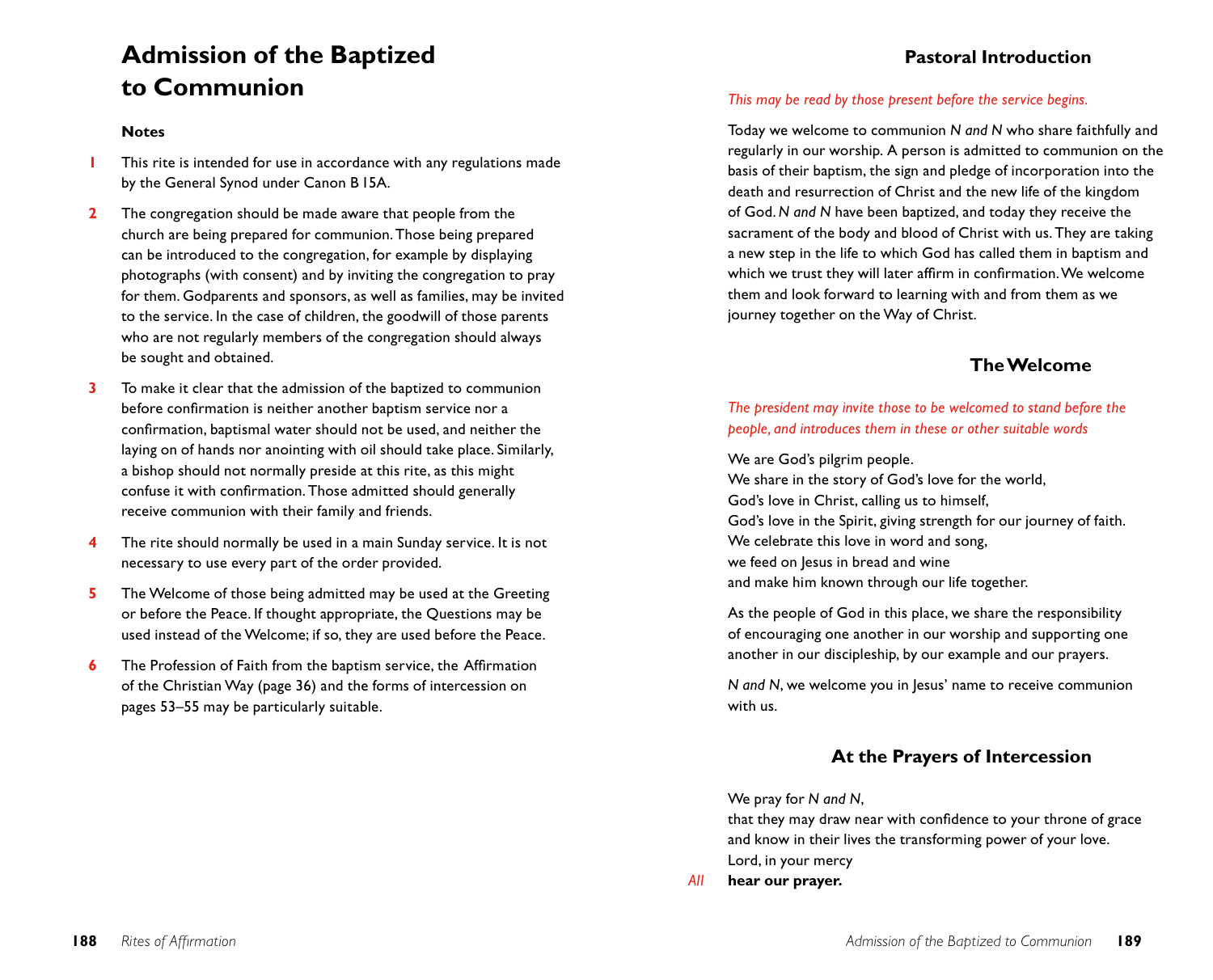# Admission of the Baptized to Communion

### Notes

1. This rite is intended for use in accordance with any regulations made by the General Synod under Canon B 15A.
2. The congregation should be made aware that people from the church are being prepared for communion. Those being prepared can be introduced to the congregation, for example by displaying photographs (with consent) and by inviting the congregation to pray for them. Godparents and sponsors, as well as families, may be invited to the service. In the case of children, the goodwill of those parents who are not regularly members of the congregation should always be sought and obtained.
3. To make it clear that the admission of the baptized to communion before confirmation is neither another baptism service nor a confirmation, baptismal water should not be used, and neither the laying on of hands nor anointing with oil should take place. Similarly, a bishop should not normally preside at this rite, as this might confuse it with confirmation. Those admitted should generally receive communion with their family and friends.
4. The rite should normally be used in a main Sunday service. It is not necessary to use every part of the order provided.
5. The Welcome of those being admitted may be used at the Greeting or before the Peace. If thought appropriate, the Questions may be used instead of the Welcome; if so, they are used before the Peace.
6. The Profession of Faith from the baptism service, the Affirmation of the Christian Way (page 36) and the forms of intercession on pages 53–55 may be particularly suitable.

## Pastoral Introduction

*This may be read by those present before the service begins.*

Today we welcome to communion *N and N* who share faithfully and regularly in our worship. A person is admitted to communion on the basis of their baptism, the sign and pledge of incorporation into the death and resurrection of Christ and the new life of the kingdom of God. *N and N* have been baptized, and today they receive the sacrament of the body and blood of Christ with us. They are taking a new step in the life to which God has called them in baptism and which we trust they will later affirm in confirmation. We welcome them and look forward to learning with and from them as we journey together on the Way of Christ.

## The Welcome

*The president may invite those to be welcomed to stand before the people, and introduces them in these or other suitable words*

We are God's pilgrim people.
We share in the story of God's love for the world,
God's love in Christ, calling us to himself,
God's love in the Spirit, giving strength for our journey of faith.
We celebrate this love in word and song,
we feed on Jesus in bread and wine
and make him known through our life together.

As the people of God in this place, we share the responsibility of encouraging one another in our worship and supporting one another in our discipleship, by our example and our prayers.

*N and N*, we welcome you in Jesus' name to receive communion with us.

## At the Prayers of Intercession

We pray for *N and N*,
that they may draw near with confidence to your throne of grace
and know in their lives the transforming power of your love.
Lord, in your mercy

*All* **hear our prayer.**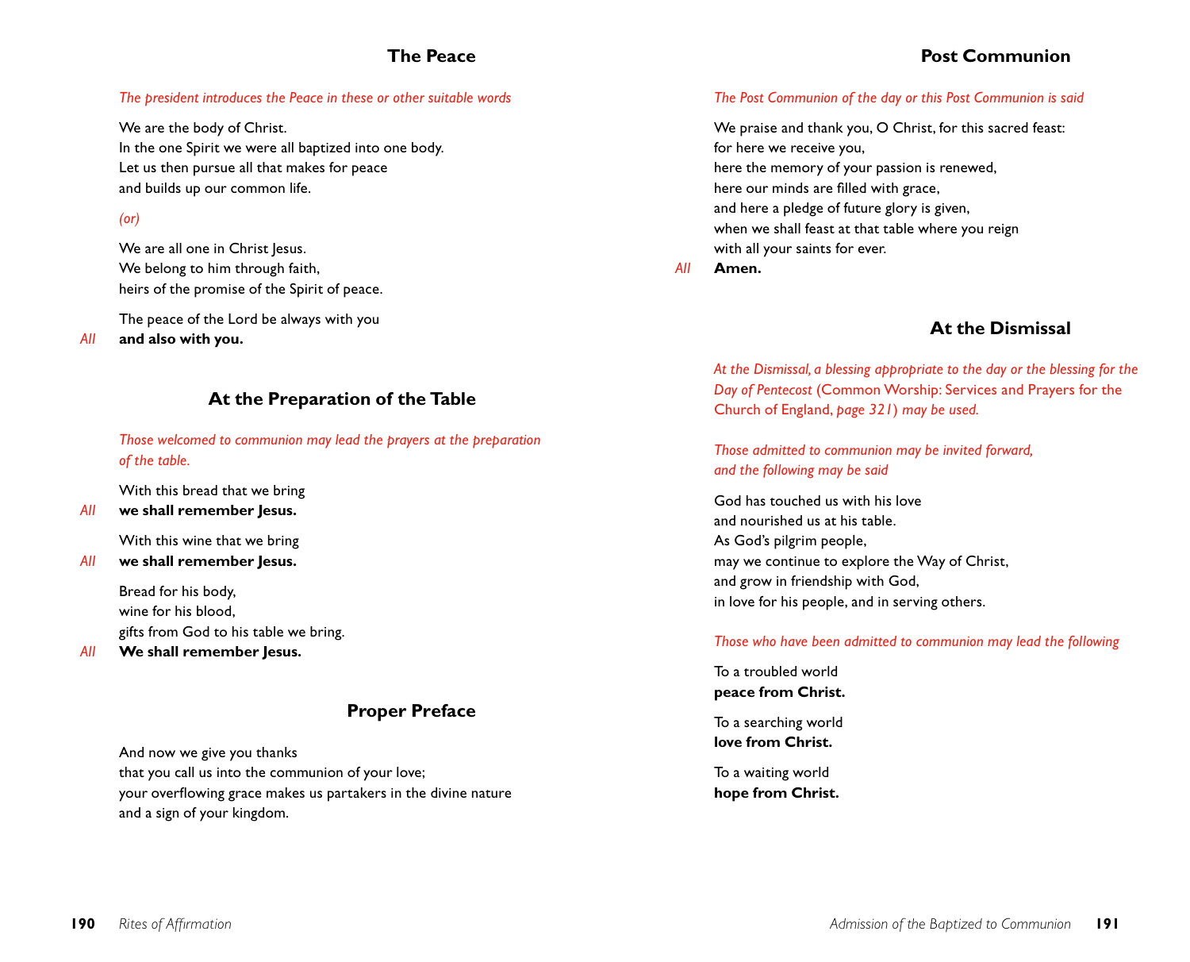## The Peace

*The president introduces the Peace in these or other suitable words*

We are the body of Christ.
In the one Spirit we were all baptized into one body.
Let us then pursue all that makes for peace
and builds up our common life.

*(or)*

We are all one in Christ Jesus.
We belong to him through faith,
heirs of the promise of the Spirit of peace.

The peace of the Lord be always with you

*All* **and also with you.**

## At the Preparation of the Table

*Those welcomed to communion may lead the prayers at the preparation of the table.*

With this bread that we bring

*All* **we shall remember Jesus.**

With this wine that we bring

*All* **we shall remember Jesus.**

Bread for his body,
wine for his blood,
gifts from God to his table we bring.

*All* **We shall remember Jesus.**

## Proper Preface

And now we give you thanks
that you call us into the communion of your love;
your overflowing grace makes us partakers in the divine nature
and a sign of your kingdom.

## Post Communion

*The Post Communion of the day or this Post Communion is said*

We praise and thank you, O Christ, for this sacred feast:
for here we receive you,
here the memory of your passion is renewed,
here our minds are filled with grace,
and here a pledge of future glory is given,
when we shall feast at that table where you reign
with all your saints for ever.

*All* **Amen.**

## At the Dismissal

*At the Dismissal, a blessing appropriate to the day or the blessing for the Day of Pentecost* (Common Worship: Services and Prayers for the Church of England, *page 321*) *may be used.*

*Those admitted to communion may be invited forward, and the following may be said*

God has touched us with his love
and nourished us at his table.
As God's pilgrim people,
may we continue to explore the Way of Christ,
and grow in friendship with God,
in love for his people, and in serving others.

*Those who have been admitted to communion may lead the following*

To a troubled world
**peace from Christ.**

To a searching world
**love from Christ.**

To a waiting world
**hope from Christ.**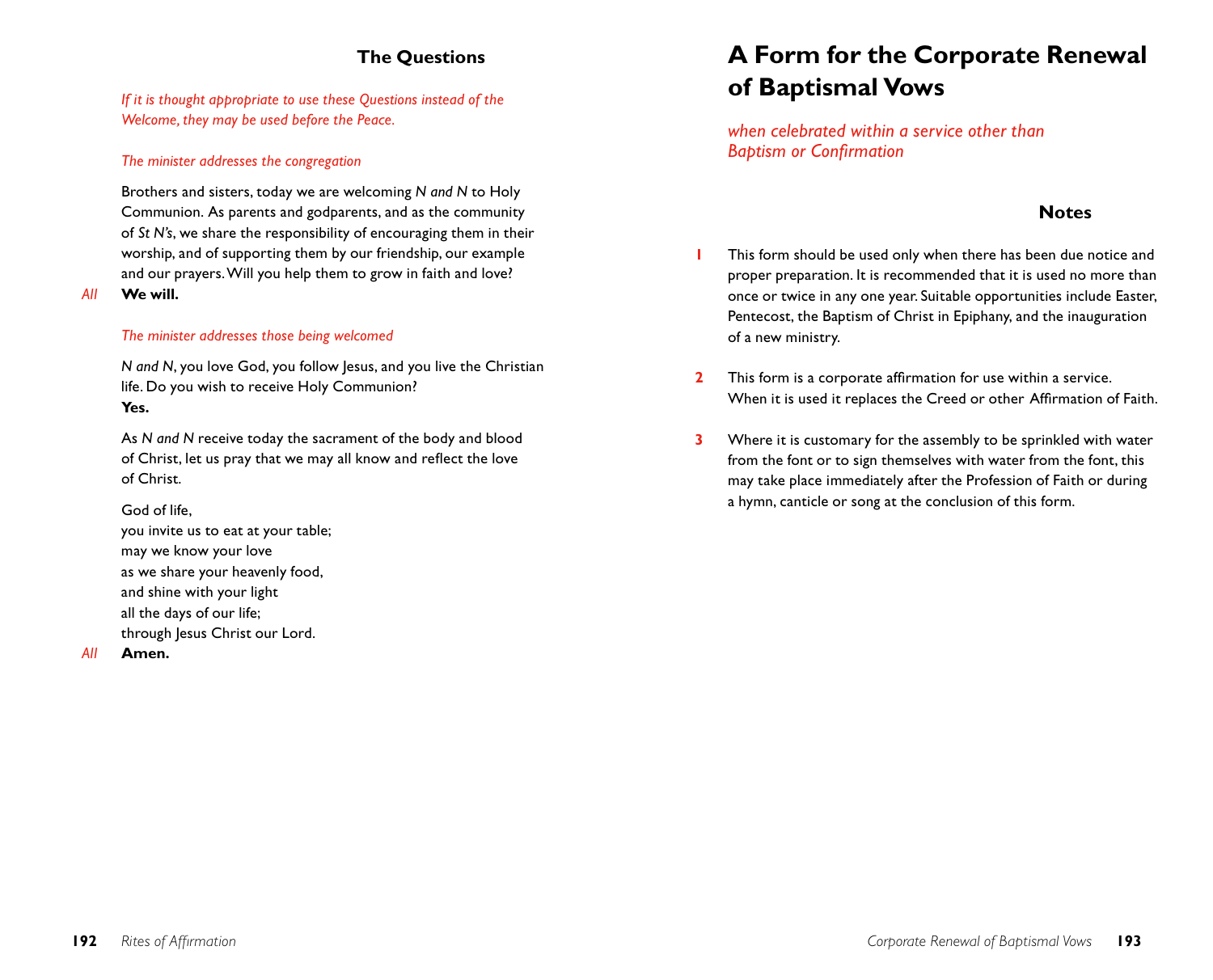## The Questions

*If it is thought appropriate to use these Questions instead of the Welcome, they may be used before the Peace.*

*The minister addresses the congregation*

Brothers and sisters, today we are welcoming *N and N* to Holy Communion. As parents and godparents, and as the community of *St N's*, we share the responsibility of encouraging them in their worship, and of supporting them by our friendship, our example and our prayers. Will you help them to grow in faith and love?

*All* **We will.**

*The minister addresses those being welcomed*

*N and N*, you love God, you follow Jesus, and you live the Christian life. Do you wish to receive Holy Communion?

**Yes.**

As *N and N* receive today the sacrament of the body and blood of Christ, let us pray that we may all know and reflect the love of Christ.

God of life,
you invite us to eat at your table;
may we know your love
as we share your heavenly food,
and shine with your light
all the days of our life;
through Jesus Christ our Lord.

*All* **Amen.**

# A Form for the Corporate Renewal of Baptismal Vows

*when celebrated within a service other than Baptism or Confirmation*

### Notes

1. This form should be used only when there has been due notice and proper preparation. It is recommended that it is used no more than once or twice in any one year. Suitable opportunities include Easter, Pentecost, the Baptism of Christ in Epiphany, and the inauguration of a new ministry.

2. This form is a corporate affirmation for use within a service. When it is used it replaces the Creed or other Affirmation of Faith.

3. Where it is customary for the assembly to be sprinkled with water from the font or to sign themselves with water from the font, this may take place immediately after the Profession of Faith or during a hymn, canticle or song at the conclusion of this form.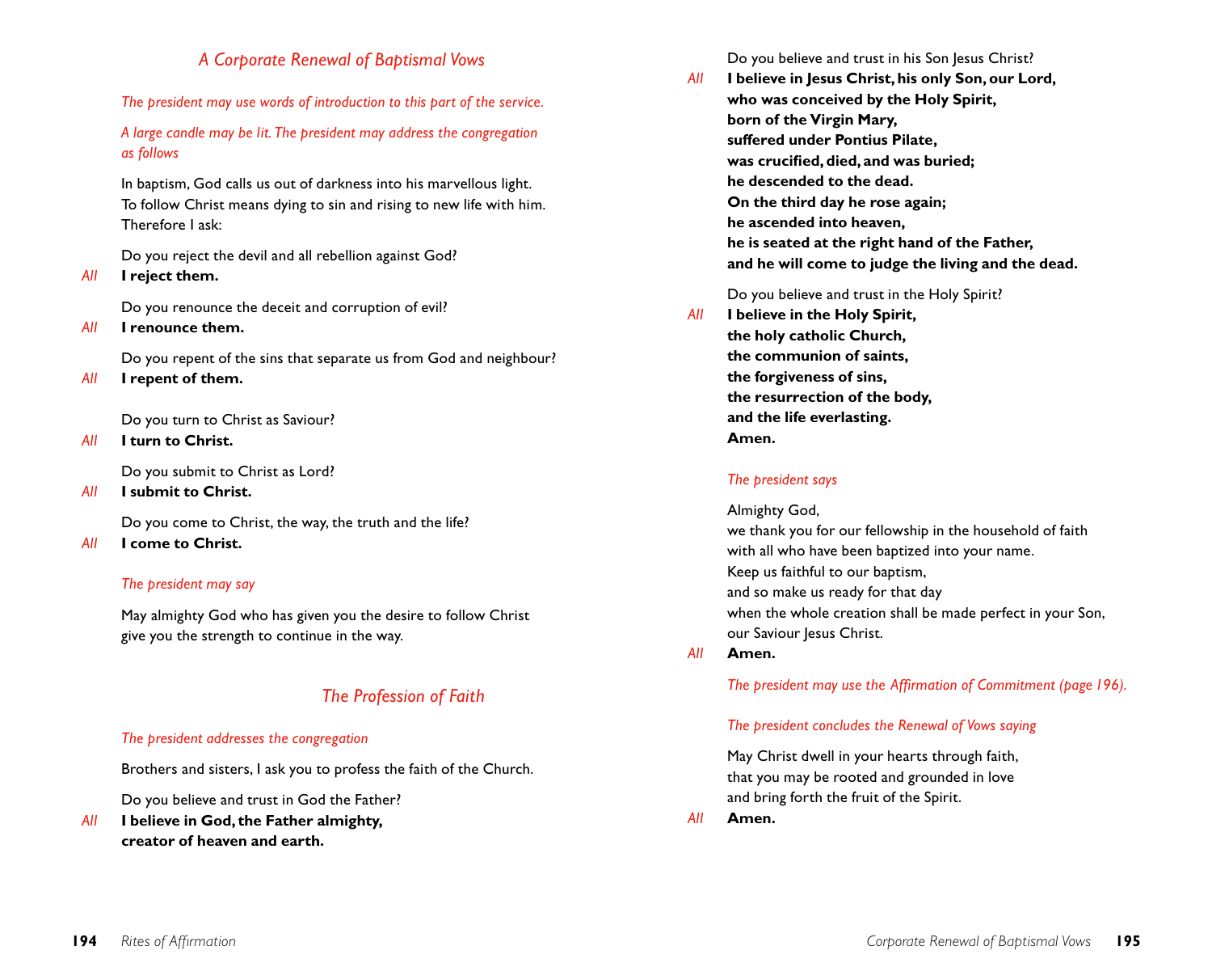## A Corporate Renewal of Baptismal Vows

*The president may use words of introduction to this part of the service.*

*A large candle may be lit. The president may address the congregation as follows*

In baptism, God calls us out of darkness into his marvellous light.
To follow Christ means dying to sin and rising to new life with him.
Therefore I ask:

Do you reject the devil and all rebellion against God?

*All* **I reject them.**

Do you renounce the deceit and corruption of evil?

*All* **I renounce them.**

Do you repent of the sins that separate us from God and neighbour?

*All* **I repent of them.**

Do you turn to Christ as Saviour?

*All* **I turn to Christ.**

Do you submit to Christ as Lord?

*All* **I submit to Christ.**

Do you come to Christ, the way, the truth and the life?

*All* **I come to Christ.**

*The president may say*

May almighty God who has given you the desire to follow Christ
give you the strength to continue in the way.

## The Profession of Faith

*The president addresses the congregation*

Brothers and sisters, I ask you to profess the faith of the Church.

Do you believe and trust in God the Father?

*All* **I believe in God, the Father almighty,**
**creator of heaven and earth.**

Do you believe and trust in his Son Jesus Christ?

*All* **I believe in Jesus Christ, his only Son, our Lord,**
**who was conceived by the Holy Spirit,**
**born of the Virgin Mary,**
**suffered under Pontius Pilate,**
**was crucified, died, and was buried;**
**he descended to the dead.**
**On the third day he rose again;**
**he ascended into heaven,**
**he is seated at the right hand of the Father,**
**and he will come to judge the living and the dead.**

Do you believe and trust in the Holy Spirit?

*All* **I believe in the Holy Spirit,**
**the holy catholic Church,**
**the communion of saints,**
**the forgiveness of sins,**
**the resurrection of the body,**
**and the life everlasting.**
**Amen.**

*The president says*

Almighty God,
we thank you for our fellowship in the household of faith
with all who have been baptized into your name.
Keep us faithful to our baptism,
and so make us ready for that day
when the whole creation shall be made perfect in your Son,
our Saviour Jesus Christ.

*All* **Amen.**

*The president may use the Affirmation of Commitment (page 196).*

*The president concludes the Renewal of Vows saying*

May Christ dwell in your hearts through faith,
that you may be rooted and grounded in love
and bring forth the fruit of the Spirit.

*All* **Amen.**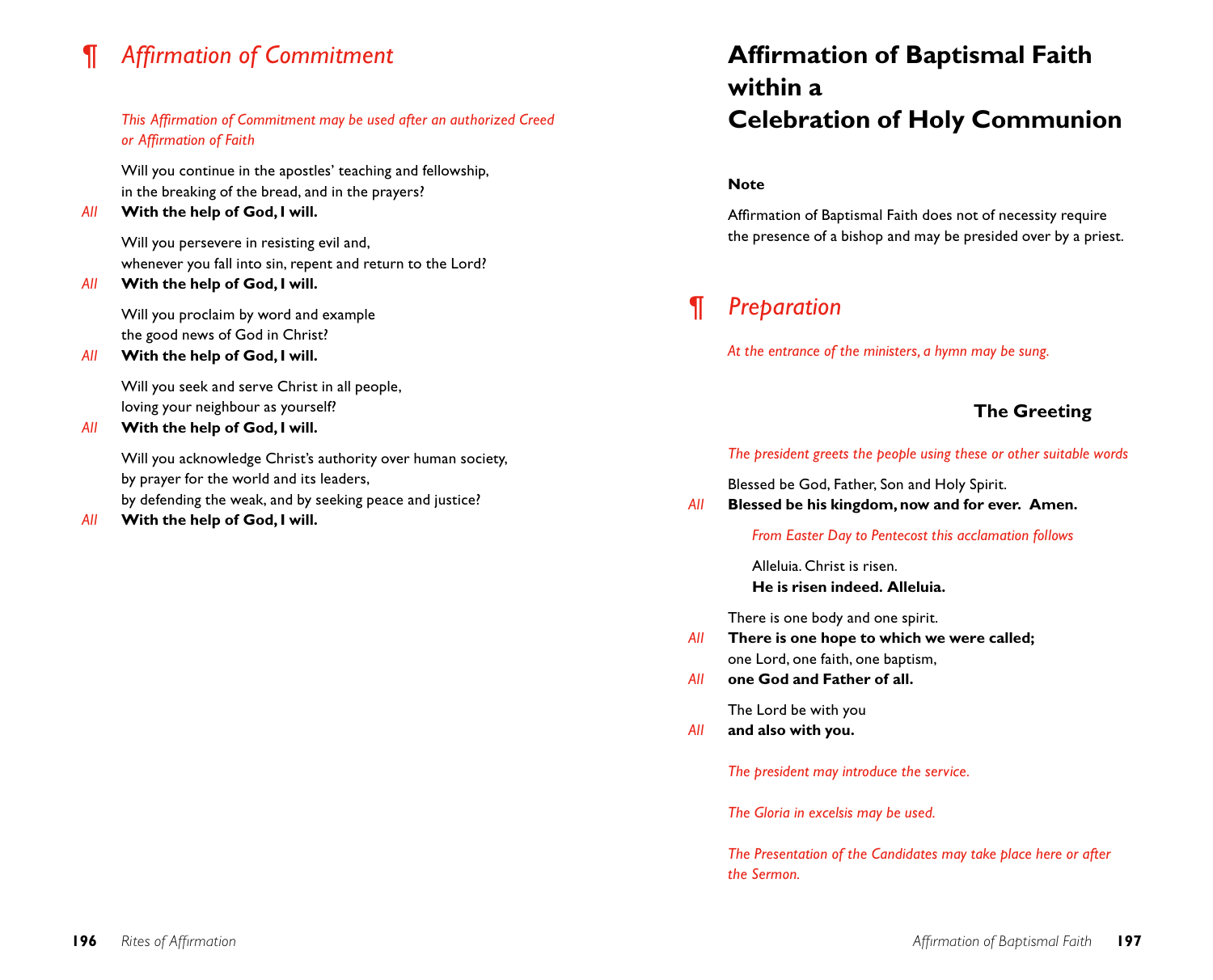## ¶ *Affirmation of Commitment*

*This Affirmation of Commitment may be used after an authorized Creed or Affirmation of Faith*

Will you continue in the apostles' teaching and fellowship,
in the breaking of the bread, and in the prayers?

*All* **With the help of God, I will.**

Will you persevere in resisting evil and,
whenever you fall into sin, repent and return to the Lord?

*All* **With the help of God, I will.**

Will you proclaim by word and example
the good news of God in Christ?

*All* **With the help of God, I will.**

Will you seek and serve Christ in all people,
loving your neighbour as yourself?

*All* **With the help of God, I will.**

Will you acknowledge Christ's authority over human society,
by prayer for the world and its leaders,
by defending the weak, and by seeking peace and justice?

*All* **With the help of God, I will.**

# Affirmation of Baptismal Faith within a Celebration of Holy Communion

**Note**

Affirmation of Baptismal Faith does not of necessity require the presence of a bishop and may be presided over by a priest.

## ¶ *Preparation*

*At the entrance of the ministers, a hymn may be sung.*

### The Greeting

*The president greets the people using these or other suitable words*

Blessed be God, Father, Son and Holy Spirit.

*All* **Blessed be his kingdom, now and for ever. Amen.**

*From Easter Day to Pentecost this acclamation follows*

Alleluia. Christ is risen.
**He is risen indeed. Alleluia.**

There is one body and one spirit.

*All* **There is one hope to which we were called;**

one Lord, one faith, one baptism,

*All* **one God and Father of all.**

The Lord be with you

*All* **and also with you.**

*The president may introduce the service.*

*The Gloria in excelsis may be used.*

*The Presentation of the Candidates may take place here or after the Sermon.*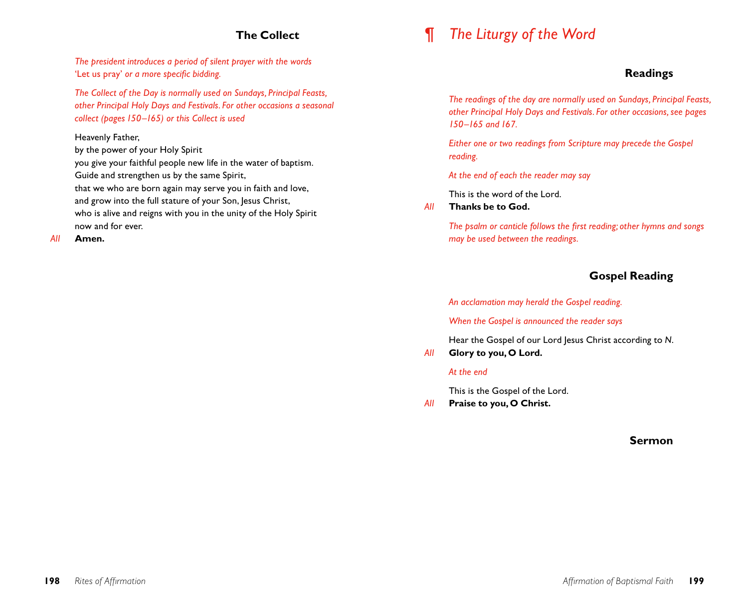### The Collect

*The president introduces a period of silent prayer with the words* 'Let us pray' *or a more specific bidding.*

*The Collect of the Day is normally used on Sundays, Principal Feasts, other Principal Holy Days and Festivals. For other occasions a seasonal collect (pages 150–165) or this Collect is used*

Heavenly Father,
by the power of your Holy Spirit
you give your faithful people new life in the water of baptism.
Guide and strengthen us by the same Spirit,
that we who are born again may serve you in faith and love,
and grow into the full stature of your Son, Jesus Christ,
who is alive and reigns with you in the unity of the Holy Spirit
now and for ever.

*All* **Amen.**

## ¶ *The Liturgy of the Word*

### Readings

*The readings of the day are normally used on Sundays, Principal Feasts, other Principal Holy Days and Festivals. For other occasions, see pages 150–165 and 167.*

*Either one or two readings from Scripture may precede the Gospel reading.*

*At the end of each the reader may say*

This is the word of the Lord.

*All* **Thanks be to God.**

*The psalm or canticle follows the first reading; other hymns and songs may be used between the readings.*

### Gospel Reading

*An acclamation may herald the Gospel reading.*

*When the Gospel is announced the reader says*

Hear the Gospel of our Lord Jesus Christ according to *N.*

*All* **Glory to you, O Lord.**

*At the end*

This is the Gospel of the Lord.

*All* **Praise to you, O Christ.**

### Sermon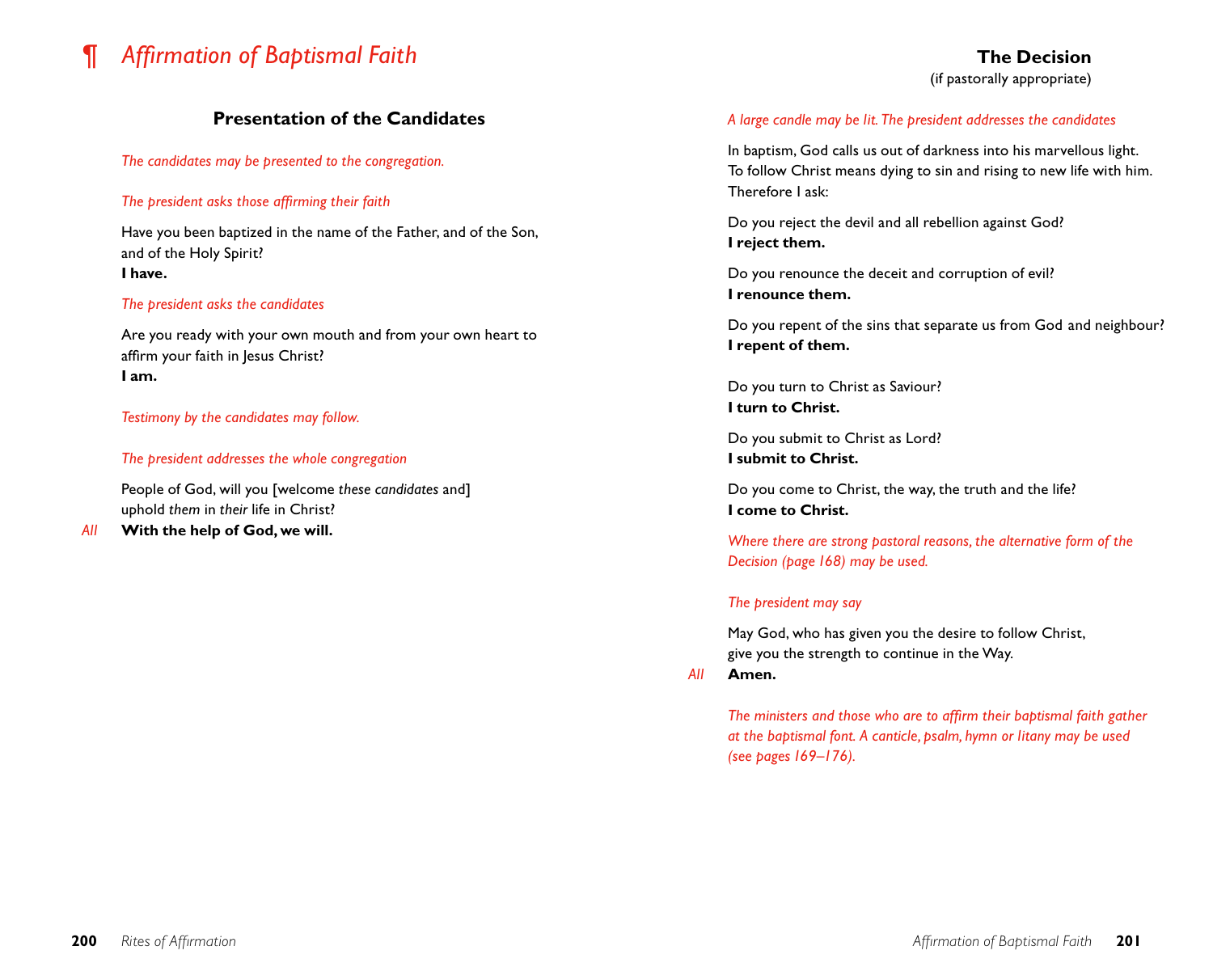# ¶ *Affirmation of Baptismal Faith*

## Presentation of the Candidates

*The candidates may be presented to the congregation.*

*The president asks those affirming their faith*

Have you been baptized in the name of the Father, and of the Son, and of the Holy Spirit?
**I have.**

*The president asks the candidates*

Are you ready with your own mouth and from your own heart to affirm your faith in Jesus Christ?
**I am.**

*Testimony by the candidates may follow.*

*The president addresses the whole congregation*

People of God, will you [welcome *these candidates* and] uphold *them* in *their* life in Christ?
*All* **With the help of God, we will.**

## The Decision

(if pastorally appropriate)

*A large candle may be lit. The president addresses the candidates*

In baptism, God calls us out of darkness into his marvellous light.
To follow Christ means dying to sin and rising to new life with him.
Therefore I ask:

Do you reject the devil and all rebellion against God?
**I reject them.**

Do you renounce the deceit and corruption of evil?
**I renounce them.**

Do you repent of the sins that separate us from God and neighbour?
**I repent of them.**

Do you turn to Christ as Saviour?
**I turn to Christ.**

Do you submit to Christ as Lord?
**I submit to Christ.**

Do you come to Christ, the way, the truth and the life?
**I come to Christ.**

*Where there are strong pastoral reasons, the alternative form of the Decision (page 168) may be used.*

*The president may say*

May God, who has given you the desire to follow Christ,
give you the strength to continue in the Way.
*All* **Amen.**

*The ministers and those who are to affirm their baptismal faith gather at the baptismal font. A canticle, psalm, hymn or litany may be used (see pages 169–176).*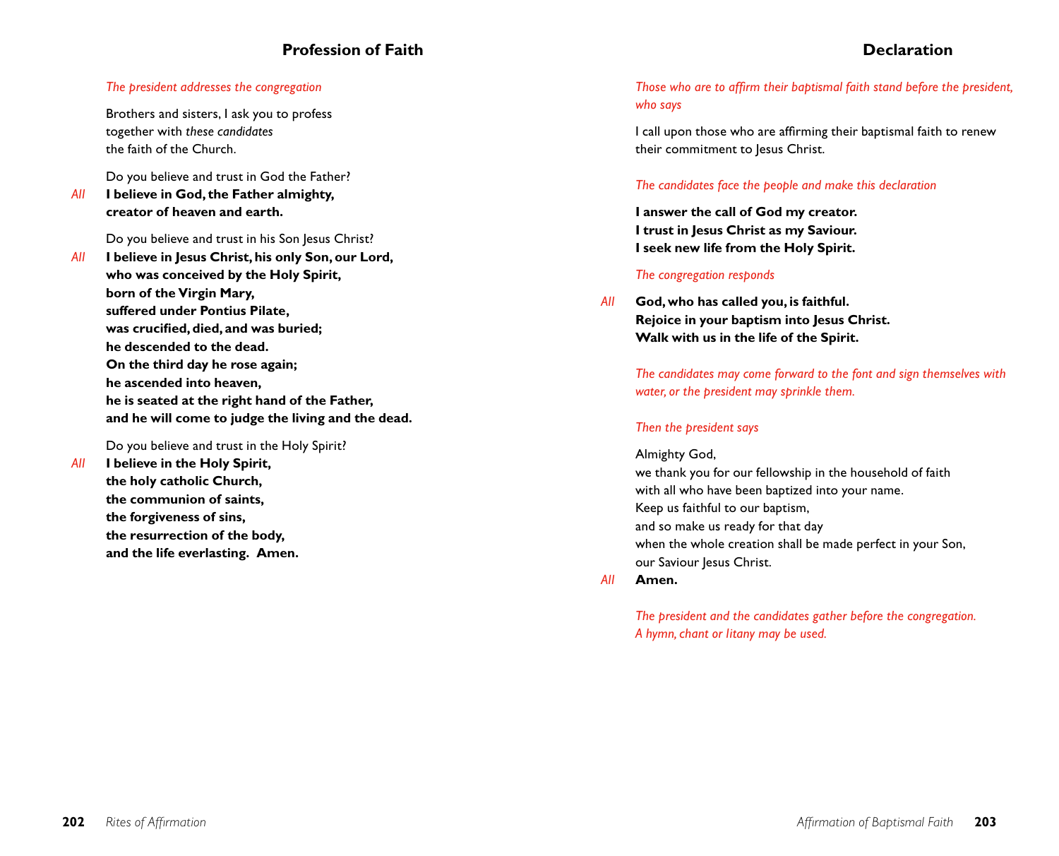## Profession of Faith

*The president addresses the congregation*

Brothers and sisters, I ask you to profess
together with *these candidates*
the faith of the Church.

Do you believe and trust in God the Father?

*All* **I believe in God, the Father almighty,**
**creator of heaven and earth.**

Do you believe and trust in his Son Jesus Christ?

*All* **I believe in Jesus Christ, his only Son, our Lord,**
**who was conceived by the Holy Spirit,**
**born of the Virgin Mary,**
**suffered under Pontius Pilate,**
**was crucified, died, and was buried;**
**he descended to the dead.**
**On the third day he rose again;**
**he ascended into heaven,**
**he is seated at the right hand of the Father,**
**and he will come to judge the living and the dead.**

Do you believe and trust in the Holy Spirit?

*All* **I believe in the Holy Spirit,**
**the holy catholic Church,**
**the communion of saints,**
**the forgiveness of sins,**
**the resurrection of the body,**
**and the life everlasting. Amen.**

## Declaration

*Those who are to affirm their baptismal faith stand before the president, who says*

I call upon those who are affirming their baptismal faith to renew their commitment to Jesus Christ.

*The candidates face the people and make this declaration*

**I answer the call of God my creator.**
**I trust in Jesus Christ as my Saviour.**
**I seek new life from the Holy Spirit.**

*The congregation responds*

*All* **God, who has called you, is faithful.**
**Rejoice in your baptism into Jesus Christ.**
**Walk with us in the life of the Spirit.**

*The candidates may come forward to the font and sign themselves with water, or the president may sprinkle them.*

*Then the president says*

Almighty God,
we thank you for our fellowship in the household of faith
with all who have been baptized into your name.
Keep us faithful to our baptism,
and so make us ready for that day
when the whole creation shall be made perfect in your Son,
our Saviour Jesus Christ.

*All* **Amen.**

*The president and the candidates gather before the congregation.*
*A hymn, chant or litany may be used.*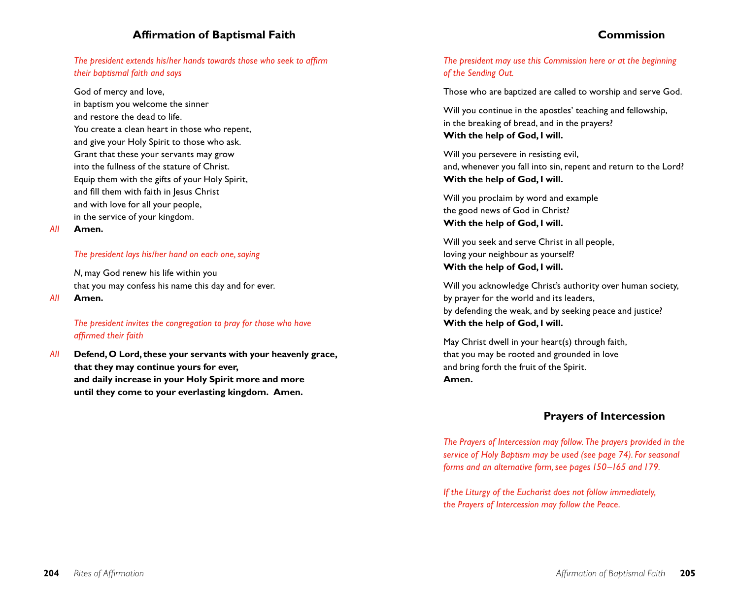## Affirmation of Baptismal Faith

*The president extends his/her hands towards those who seek to affirm their baptismal faith and says*

God of mercy and love,
in baptism you welcome the sinner
and restore the dead to life.
You create a clean heart in those who repent,
and give your Holy Spirit to those who ask.
Grant that these your servants may grow
into the fullness of the stature of Christ.
Equip them with the gifts of your Holy Spirit,
and fill them with faith in Jesus Christ
and with love for all your people,
in the service of your kingdom.

*All* **Amen.**

*The president lays his/her hand on each one, saying*

*N*, may God renew his life within you
that you may confess his name this day and for ever.

*All* **Amen.**

*The president invites the congregation to pray for those who have affirmed their faith*

*All* **Defend, O Lord, these your servants with your heavenly grace,
that they may continue yours for ever,
and daily increase in your Holy Spirit more and more
until they come to your everlasting kingdom. Amen.**

## Commission

*The president may use this Commission here or at the beginning of the Sending Out.*

Those who are baptized are called to worship and serve God.

Will you continue in the apostles' teaching and fellowship,
in the breaking of bread, and in the prayers?
**With the help of God, I will.**

Will you persevere in resisting evil,
and, whenever you fall into sin, repent and return to the Lord?
**With the help of God, I will.**

Will you proclaim by word and example
the good news of God in Christ?
**With the help of God, I will.**

Will you seek and serve Christ in all people,
loving your neighbour as yourself?
**With the help of God, I will.**

Will you acknowledge Christ's authority over human society,
by prayer for the world and its leaders,
by defending the weak, and by seeking peace and justice?
**With the help of God, I will.**

May Christ dwell in your heart(s) through faith,
that you may be rooted and grounded in love
and bring forth the fruit of the Spirit.
**Amen.**

## Prayers of Intercession

*The Prayers of Intercession may follow. The prayers provided in the service of Holy Baptism may be used (see page 74). For seasonal forms and an alternative form, see pages 150–165 and 179.*

*If the Liturgy of the Eucharist does not follow immediately, the Prayers of Intercession may follow the Peace.*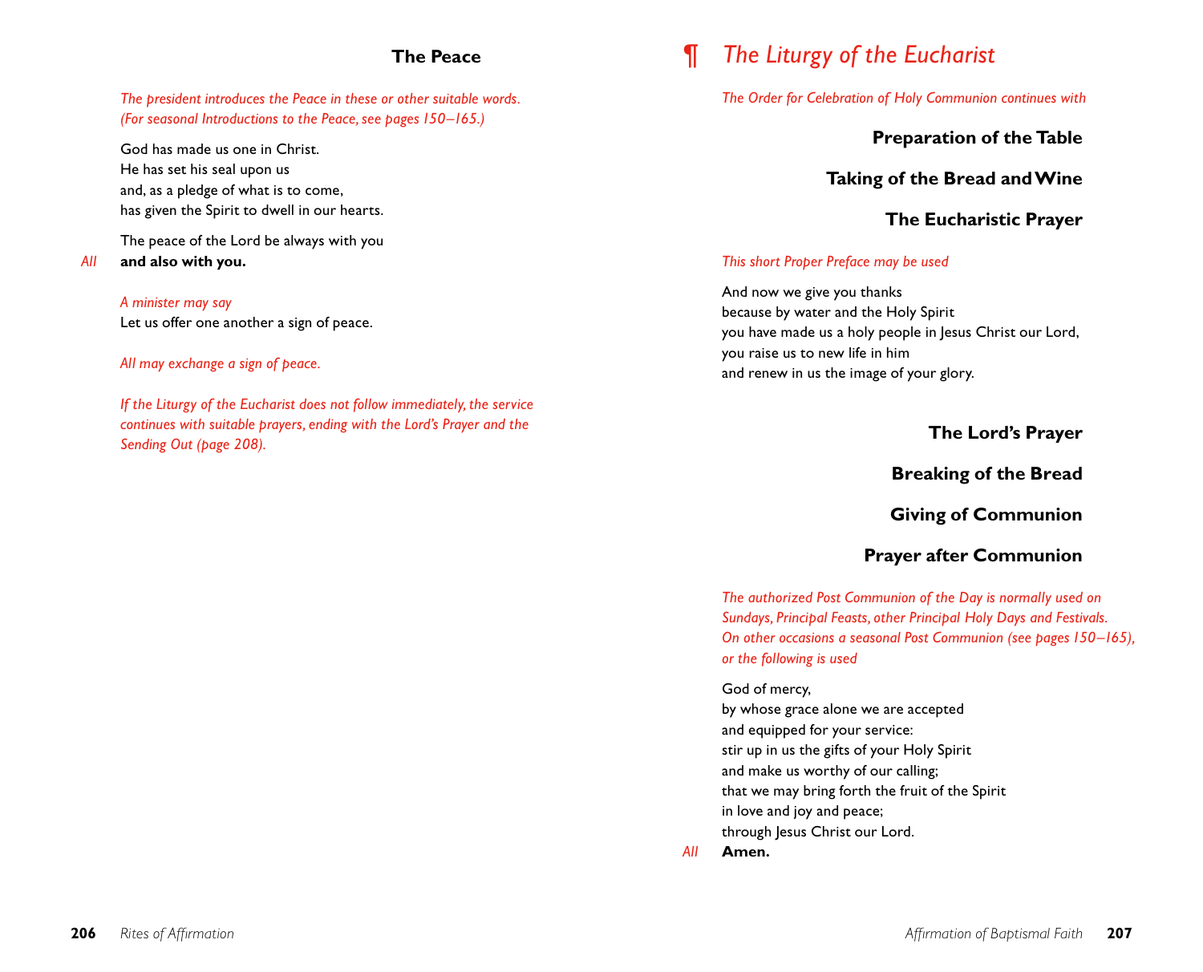## The Peace

*The president introduces the Peace in these or other suitable words. (For seasonal Introductions to the Peace, see pages 150–165.)*

God has made us one in Christ.
He has set his seal upon us
and, as a pledge of what is to come,
has given the Spirit to dwell in our hearts.

The peace of the Lord be always with you

*All* **and also with you.**

*A minister may say*
Let us offer one another a sign of peace.

*All may exchange a sign of peace.*

*If the Liturgy of the Eucharist does not follow immediately, the service continues with suitable prayers, ending with the Lord's Prayer and the Sending Out (page 208).*

# ¶ *The Liturgy of the Eucharist*

*The Order for Celebration of Holy Communion continues with*

## Preparation of the Table

## Taking of the Bread and Wine

## The Eucharistic Prayer

*This short Proper Preface may be used*

And now we give you thanks
because by water and the Holy Spirit
you have made us a holy people in Jesus Christ our Lord,
you raise us to new life in him
and renew in us the image of your glory.

## The Lord's Prayer

## Breaking of the Bread

## Giving of Communion

## Prayer after Communion

*The authorized Post Communion of the Day is normally used on Sundays, Principal Feasts, other Principal Holy Days and Festivals. On other occasions a seasonal Post Communion (see pages 150–165), or the following is used*

God of mercy,
by whose grace alone we are accepted
and equipped for your service:
stir up in us the gifts of your Holy Spirit
and make us worthy of our calling;
that we may bring forth the fruit of the Spirit
in love and joy and peace;
through Jesus Christ our Lord.

*All* **Amen.**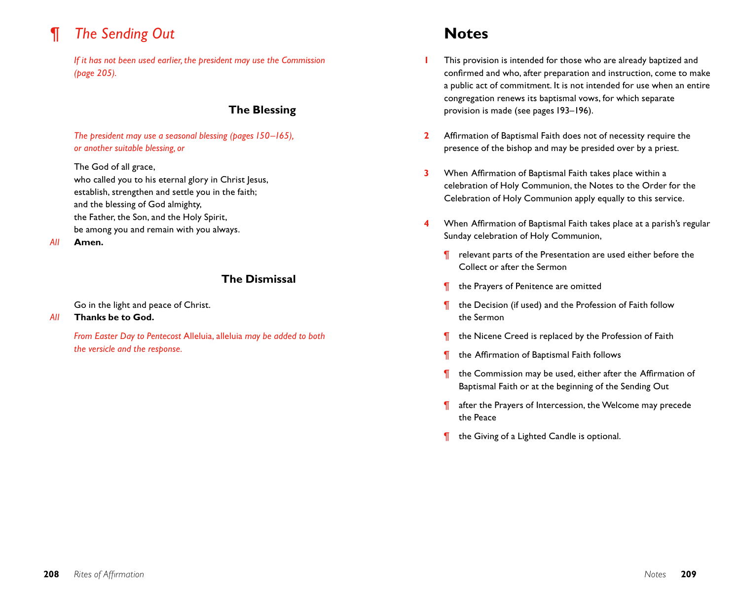## ¶ *The Sending Out*

*If it has not been used earlier, the president may use the Commission (page 205).*

### The Blessing

*The president may use a seasonal blessing (pages 150–165), or another suitable blessing, or*

The God of all grace,
who called you to his eternal glory in Christ Jesus,
establish, strengthen and settle you in the faith;
and the blessing of God almighty,
the Father, the Son, and the Holy Spirit,
be among you and remain with you always.

*All* **Amen.**

### The Dismissal

Go in the light and peace of Christ.

*All* **Thanks be to God.**

*From Easter Day to Pentecost* Alleluia, alleluia *may be added to both the versicle and the response.*

# Notes

1. This provision is intended for those who are already baptized and confirmed and who, after preparation and instruction, come to make a public act of commitment. It is not intended for use when an entire congregation renews its baptismal vows, for which separate provision is made (see pages 193–196).

2. Affirmation of Baptismal Faith does not of necessity require the presence of the bishop and may be presided over by a priest.

3. When Affirmation of Baptismal Faith takes place within a celebration of Holy Communion, the Notes to the Order for the Celebration of Holy Communion apply equally to this service.

4. When Affirmation of Baptismal Faith takes place at a parish's regular Sunday celebration of Holy Communion,

   ¶ relevant parts of the Presentation are used either before the Collect or after the Sermon

   ¶ the Prayers of Penitence are omitted

   ¶ the Decision (if used) and the Profession of Faith follow the Sermon

   ¶ the Nicene Creed is replaced by the Profession of Faith

   ¶ the Affirmation of Baptismal Faith follows

   ¶ the Commission may be used, either after the Affirmation of Baptismal Faith or at the beginning of the Sending Out

   ¶ after the Prayers of Intercession, the Welcome may precede the Peace

   ¶ the Giving of a Lighted Candle is optional.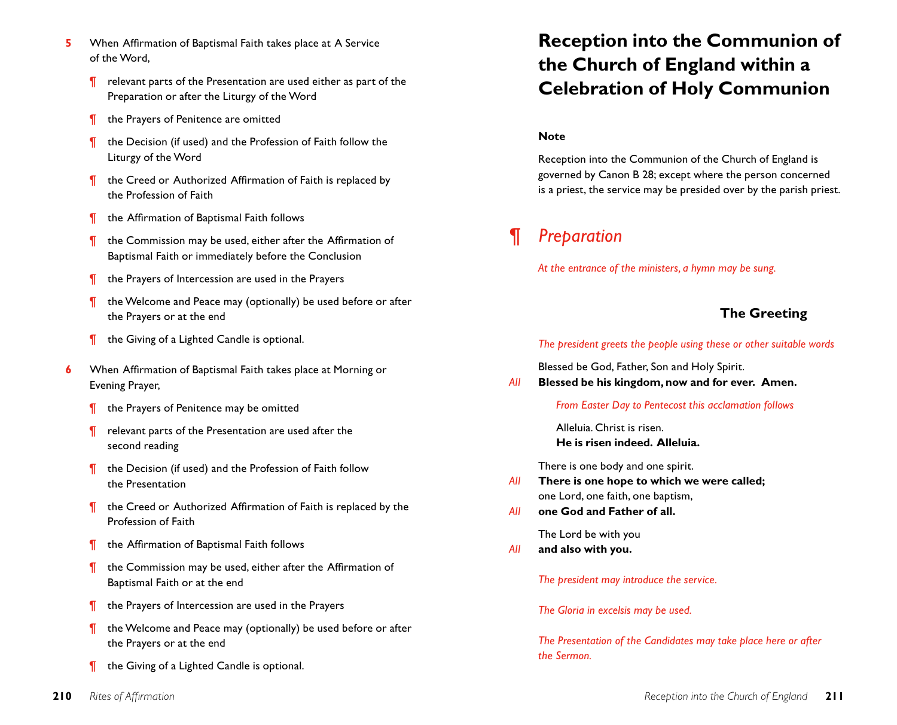5 When Affirmation of Baptismal Faith takes place at A Service of the Word,

- ¶ relevant parts of the Presentation are used either as part of the Preparation or after the Liturgy of the Word
- ¶ the Prayers of Penitence are omitted
- ¶ the Decision (if used) and the Profession of Faith follow the Liturgy of the Word
- ¶ the Creed or Authorized Affirmation of Faith is replaced by the Profession of Faith
- ¶ the Affirmation of Baptismal Faith follows
- ¶ the Commission may be used, either after the Affirmation of Baptismal Faith or immediately before the Conclusion
- ¶ the Prayers of Intercession are used in the Prayers
- ¶ the Welcome and Peace may (optionally) be used before or after the Prayers or at the end
- ¶ the Giving of a Lighted Candle is optional.

6 When Affirmation of Baptismal Faith takes place at Morning or Evening Prayer,

- ¶ the Prayers of Penitence may be omitted
- ¶ relevant parts of the Presentation are used after the second reading
- ¶ the Decision (if used) and the Profession of Faith follow the Presentation
- ¶ the Creed or Authorized Affirmation of Faith is replaced by the Profession of Faith
- ¶ the Affirmation of Baptismal Faith follows
- ¶ the Commission may be used, either after the Affirmation of Baptismal Faith or at the end
- ¶ the Prayers of Intercession are used in the Prayers
- ¶ the Welcome and Peace may (optionally) be used before or after the Prayers or at the end
- ¶ the Giving of a Lighted Candle is optional.

# Reception into the Communion of the Church of England within a Celebration of Holy Communion

**Note**

Reception into the Communion of the Church of England is governed by Canon B 28; except where the person concerned is a priest, the service may be presided over by the parish priest.

## ¶ *Preparation*

*At the entrance of the ministers, a hymn may be sung.*

### The Greeting

*The president greets the people using these or other suitable words*

Blessed be God, Father, Son and Holy Spirit.
*All* **Blessed be his kingdom, now and for ever. Amen.**

*From Easter Day to Pentecost this acclamation follows*

Alleluia. Christ is risen.
**He is risen indeed. Alleluia.**

There is one body and one spirit.
*All* **There is one hope to which we were called;**
one Lord, one faith, one baptism,
*All* **one God and Father of all.**

The Lord be with you
*All* **and also with you.**

*The president may introduce the service.*

*The Gloria in excelsis may be used.*

*The Presentation of the Candidates may take place here or after the Sermon.*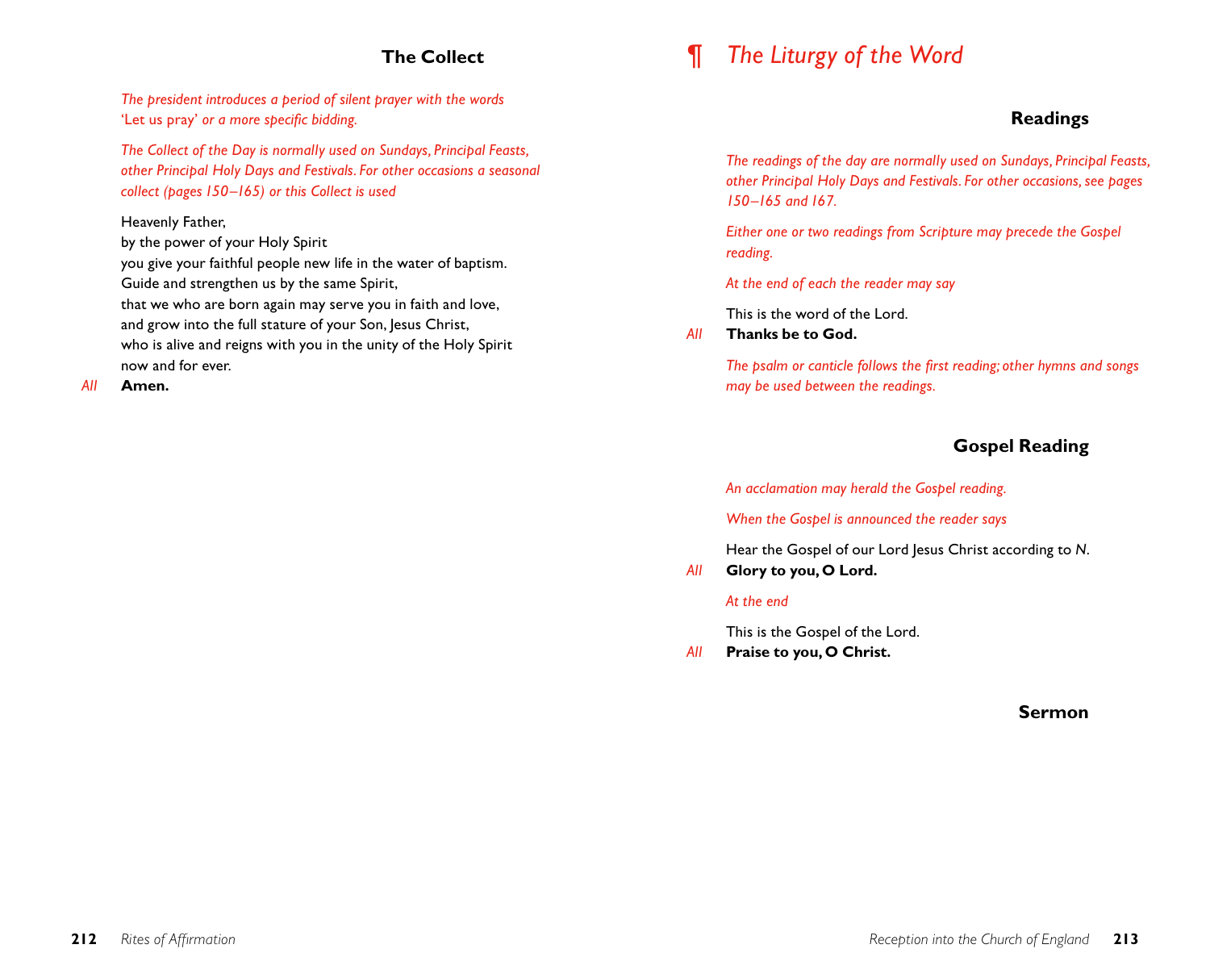### The Collect

*The president introduces a period of silent prayer with the words* 'Let us pray' *or a more specific bidding.*

*The Collect of the Day is normally used on Sundays, Principal Feasts, other Principal Holy Days and Festivals. For other occasions a seasonal collect (pages 150–165) or this Collect is used*

Heavenly Father,
by the power of your Holy Spirit
you give your faithful people new life in the water of baptism.
Guide and strengthen us by the same Spirit,
that we who are born again may serve you in faith and love,
and grow into the full stature of your Son, Jesus Christ,
who is alive and reigns with you in the unity of the Holy Spirit
now and for ever.

*All* **Amen.**

## ¶ *The Liturgy of the Word*

### Readings

*The readings of the day are normally used on Sundays, Principal Feasts, other Principal Holy Days and Festivals. For other occasions, see pages 150–165 and 167.*

*Either one or two readings from Scripture may precede the Gospel reading.*

*At the end of each the reader may say*

This is the word of the Lord.

*All* **Thanks be to God.**

*The psalm or canticle follows the first reading; other hymns and songs may be used between the readings.*

### Gospel Reading

*An acclamation may herald the Gospel reading.*

*When the Gospel is announced the reader says*

Hear the Gospel of our Lord Jesus Christ according to *N*.

*All* **Glory to you, O Lord.**

*At the end*

This is the Gospel of the Lord.

*All* **Praise to you, O Christ.**

### Sermon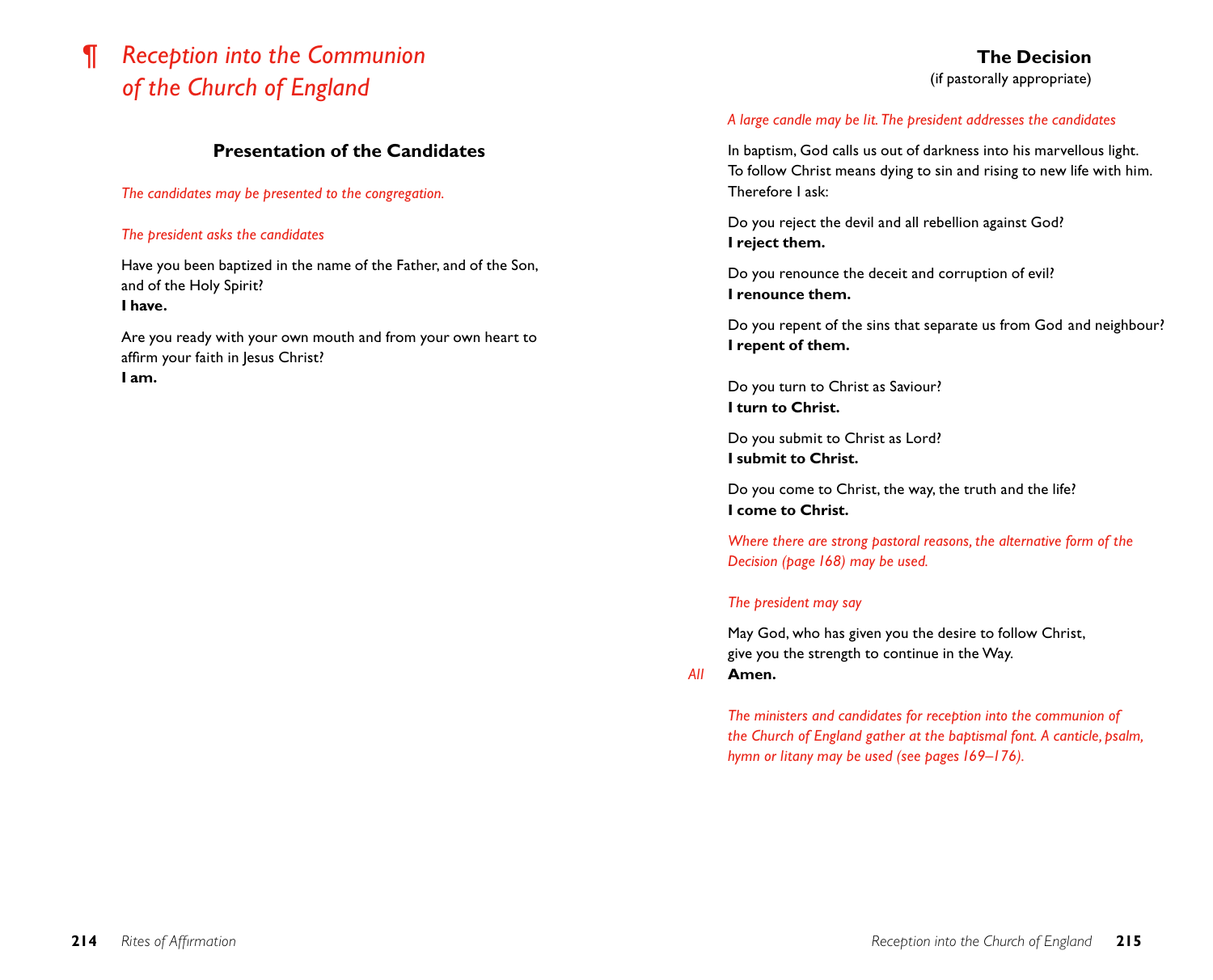# ¶ *Reception into the Communion of the Church of England*

## Presentation of the Candidates

*The candidates may be presented to the congregation.*

*The president asks the candidates*

Have you been baptized in the name of the Father, and of the Son, and of the Holy Spirit?
**I have.**

Are you ready with your own mouth and from your own heart to affirm your faith in Jesus Christ?
**I am.**

## The Decision
(if pastorally appropriate)

*A large candle may be lit. The president addresses the candidates*

In baptism, God calls us out of darkness into his marvellous light.
To follow Christ means dying to sin and rising to new life with him.
Therefore I ask:

Do you reject the devil and all rebellion against God?
**I reject them.**

Do you renounce the deceit and corruption of evil?
**I renounce them.**

Do you repent of the sins that separate us from God and neighbour?
**I repent of them.**

Do you turn to Christ as Saviour?
**I turn to Christ.**

Do you submit to Christ as Lord?
**I submit to Christ.**

Do you come to Christ, the way, the truth and the life?
**I come to Christ.**

*Where there are strong pastoral reasons, the alternative form of the Decision (page 168) may be used.*

*The president may say*

May God, who has given you the desire to follow Christ,
give you the strength to continue in the Way.
*All* **Amen.**

*The ministers and candidates for reception into the communion of the Church of England gather at the baptismal font. A canticle, psalm, hymn or litany may be used (see pages 169–176).*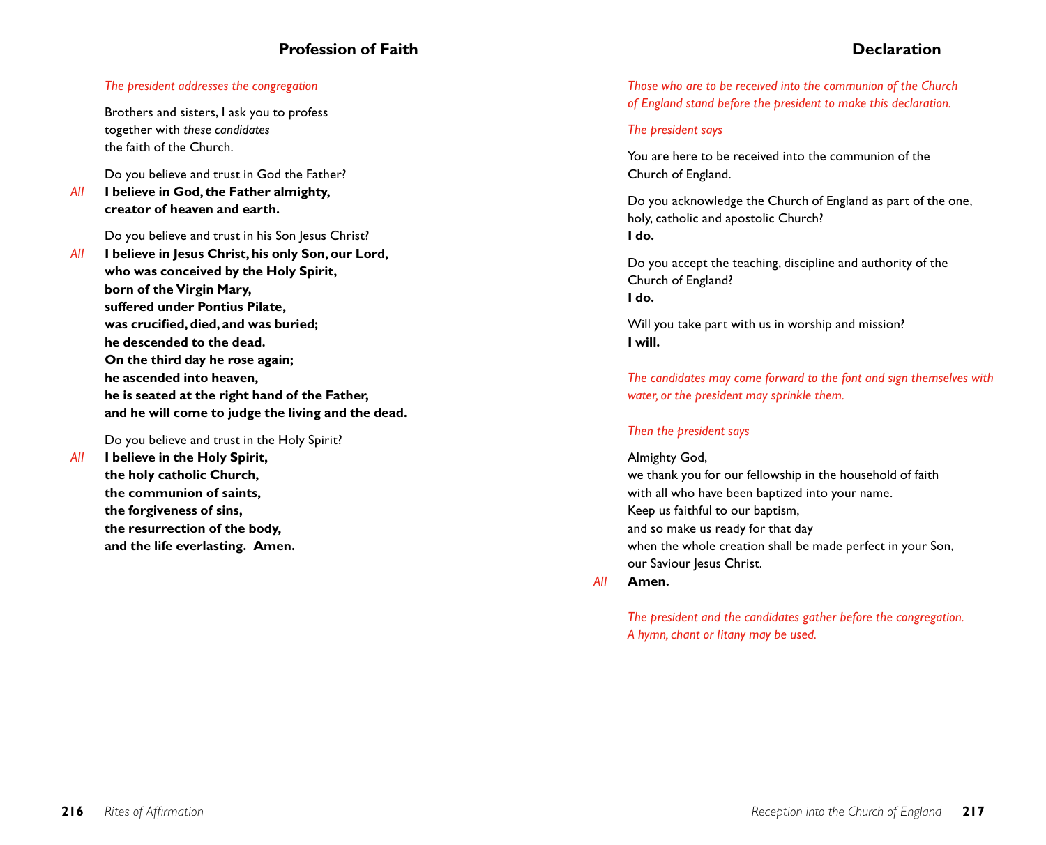## Profession of Faith

*The president addresses the congregation*

Brothers and sisters, I ask you to profess
together with *these candidates*
the faith of the Church.

Do you believe and trust in God the Father?

*All* **I believe in God, the Father almighty,
creator of heaven and earth.**

Do you believe and trust in his Son Jesus Christ?

*All* **I believe in Jesus Christ, his only Son, our Lord,
who was conceived by the Holy Spirit,
born of the Virgin Mary,
suffered under Pontius Pilate,
was crucified, died, and was buried;
he descended to the dead.
On the third day he rose again;
he ascended into heaven,
he is seated at the right hand of the Father,
and he will come to judge the living and the dead.**

Do you believe and trust in the Holy Spirit?

*All* **I believe in the Holy Spirit,
the holy catholic Church,
the communion of saints,
the forgiveness of sins,
the resurrection of the body,
and the life everlasting. Amen.**

## Declaration

*Those who are to be received into the communion of the Church of England stand before the president to make this declaration.*

*The president says*

You are here to be received into the communion of the Church of England.

Do you acknowledge the Church of England as part of the one, holy, catholic and apostolic Church?
**I do.**

Do you accept the teaching, discipline and authority of the Church of England?
**I do.**

Will you take part with us in worship and mission?
**I will.**

*The candidates may come forward to the font and sign themselves with water, or the president may sprinkle them.*

*Then the president says*

Almighty God,
we thank you for our fellowship in the household of faith
with all who have been baptized into your name.
Keep us faithful to our baptism,
and so make us ready for that day
when the whole creation shall be made perfect in your Son,
our Saviour Jesus Christ.

*All* **Amen.**

*The president and the candidates gather before the congregation.
A hymn, chant or litany may be used.*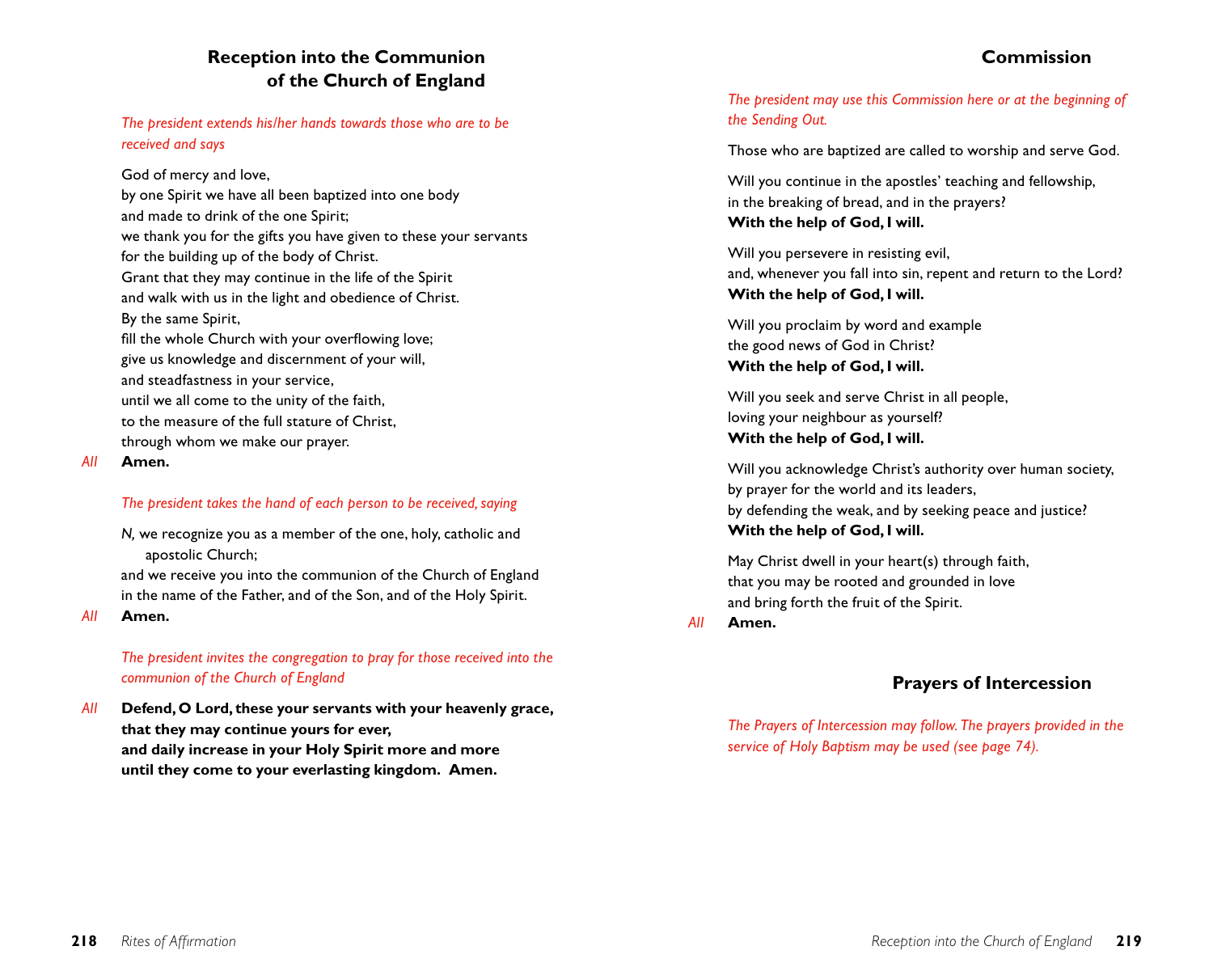## Reception into the Communion of the Church of England

*The president extends his/her hands towards those who are to be received and says*

God of mercy and love,
by one Spirit we have all been baptized into one body
and made to drink of the one Spirit;
we thank you for the gifts you have given to these your servants
for the building up of the body of Christ.
Grant that they may continue in the life of the Spirit
and walk with us in the light and obedience of Christ.
By the same Spirit,
fill the whole Church with your overflowing love;
give us knowledge and discernment of your will,
and steadfastness in your service,
until we all come to the unity of the faith,
to the measure of the full stature of Christ,
through whom we make our prayer.

*All* **Amen.**

*The president takes the hand of each person to be received, saying*

*N,* we recognize you as a member of the one, holy, catholic and apostolic Church;
and we receive you into the communion of the Church of England
in the name of the Father, and of the Son, and of the Holy Spirit.

*All* **Amen.**

*The president invites the congregation to pray for those received into the communion of the Church of England*

*All* **Defend, O Lord, these your servants with your heavenly grace,**
**that they may continue yours for ever,**
**and daily increase in your Holy Spirit more and more**
**until they come to your everlasting kingdom. Amen.**

## Commission

*The president may use this Commission here or at the beginning of the Sending Out.*

Those who are baptized are called to worship and serve God.

Will you continue in the apostles' teaching and fellowship,
in the breaking of bread, and in the prayers?
**With the help of God, I will.**

Will you persevere in resisting evil,
and, whenever you fall into sin, repent and return to the Lord?
**With the help of God, I will.**

Will you proclaim by word and example
the good news of God in Christ?
**With the help of God, I will.**

Will you seek and serve Christ in all people,
loving your neighbour as yourself?
**With the help of God, I will.**

Will you acknowledge Christ's authority over human society,
by prayer for the world and its leaders,
by defending the weak, and by seeking peace and justice?
**With the help of God, I will.**

May Christ dwell in your heart(s) through faith,
that you may be rooted and grounded in love
and bring forth the fruit of the Spirit.

*All* **Amen.**

## Prayers of Intercession

*The Prayers of Intercession may follow. The prayers provided in the service of Holy Baptism may be used (see page 74).*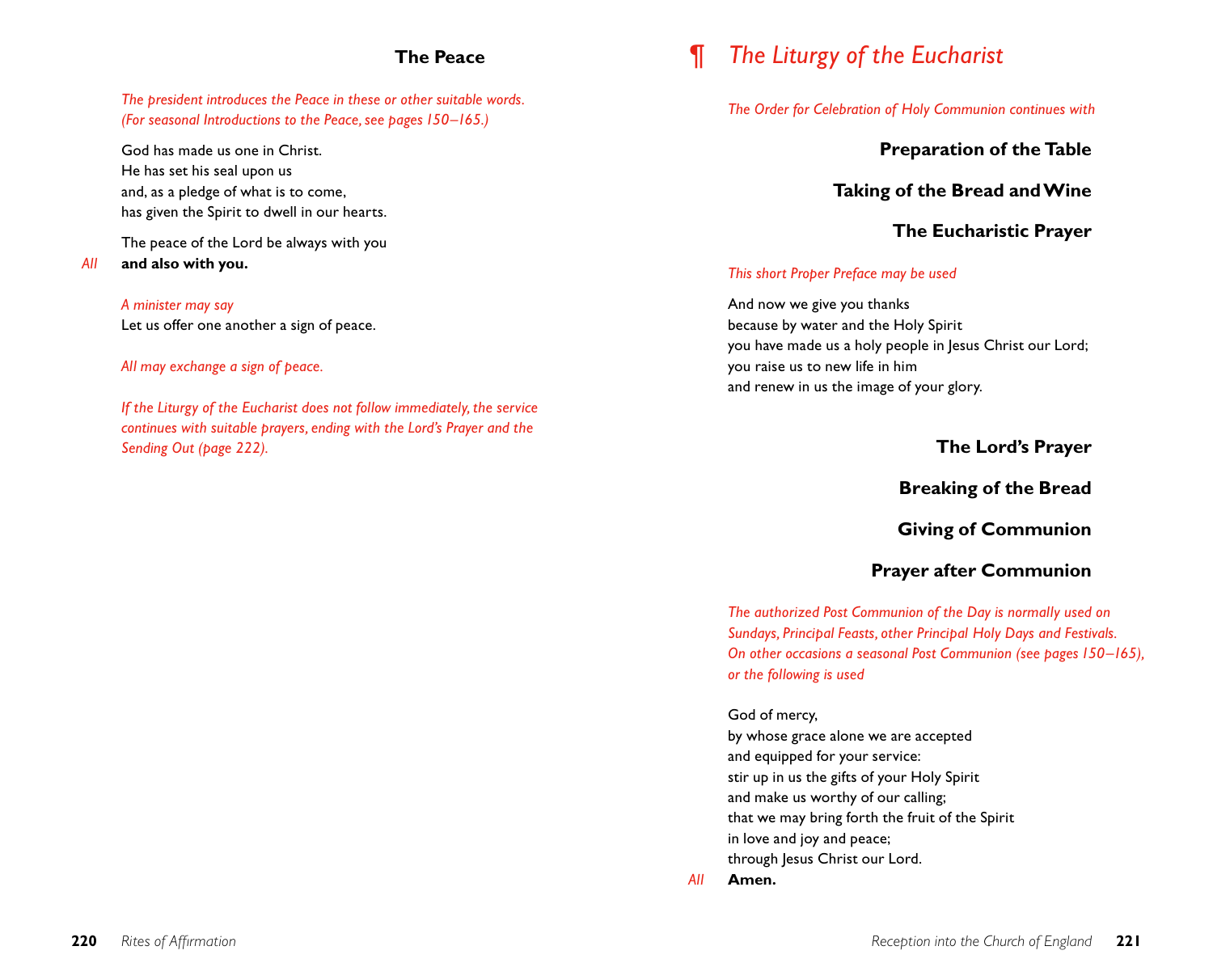## The Peace

*The president introduces the Peace in these or other suitable words. (For seasonal Introductions to the Peace, see pages 150–165.)*

God has made us one in Christ.
He has set his seal upon us
and, as a pledge of what is to come,
has given the Spirit to dwell in our hearts.

The peace of the Lord be always with you
*All* **and also with you.**

*A minister may say*
Let us offer one another a sign of peace.

*All may exchange a sign of peace.*

*If the Liturgy of the Eucharist does not follow immediately, the service continues with suitable prayers, ending with the Lord's Prayer and the Sending Out (page 222).*

# ¶ *The Liturgy of the Eucharist*

*The Order for Celebration of Holy Communion continues with*

### Preparation of the Table

### Taking of the Bread and Wine

### The Eucharistic Prayer

*This short Proper Preface may be used*

And now we give you thanks
because by water and the Holy Spirit
you have made us a holy people in Jesus Christ our Lord;
you raise us to new life in him
and renew in us the image of your glory.

### The Lord's Prayer

### Breaking of the Bread

### Giving of Communion

### Prayer after Communion

*The authorized Post Communion of the Day is normally used on Sundays, Principal Feasts, other Principal Holy Days and Festivals. On other occasions a seasonal Post Communion (see pages 150–165), or the following is used*

God of mercy,
by whose grace alone we are accepted
and equipped for your service:
stir up in us the gifts of your Holy Spirit
and make us worthy of our calling;
that we may bring forth the fruit of the Spirit
in love and joy and peace;
through Jesus Christ our Lord.
*All* **Amen.**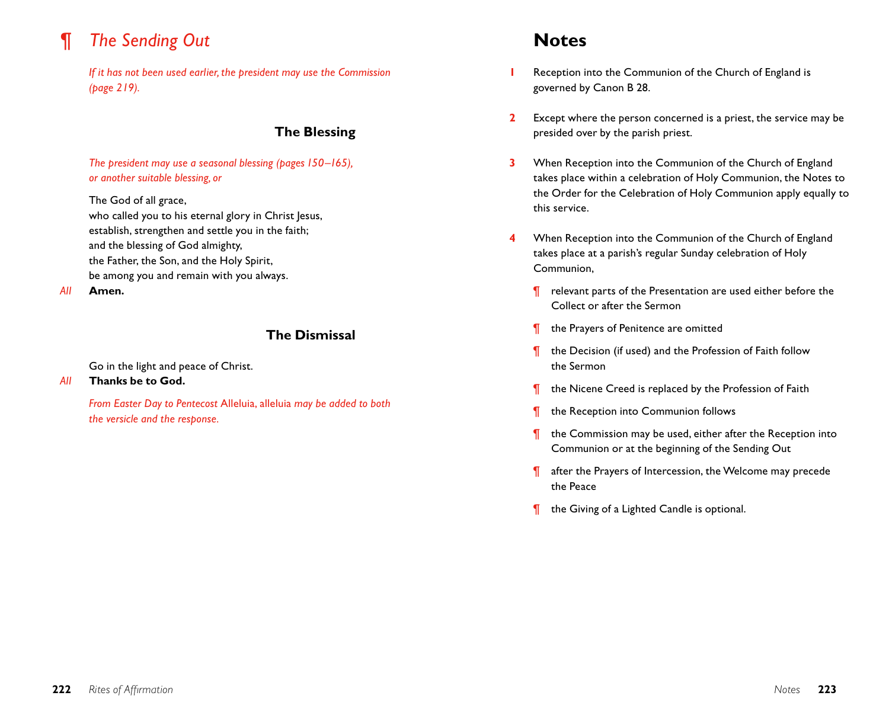## ¶ *The Sending Out*

*If it has not been used earlier, the president may use the Commission (page 219).*

### The Blessing

*The president may use a seasonal blessing (pages 150–165), or another suitable blessing, or*

The God of all grace,
who called you to his eternal glory in Christ Jesus,
establish, strengthen and settle you in the faith;
and the blessing of God almighty,
the Father, the Son, and the Holy Spirit,
be among you and remain with you always.

*All* **Amen.**

### The Dismissal

Go in the light and peace of Christ.

*All* **Thanks be to God.**

*From Easter Day to Pentecost* Alleluia, alleluia *may be added to both the versicle and the response.*

# Notes

**1** Reception into the Communion of the Church of England is governed by Canon B 28.

**2** Except where the person concerned is a priest, the service may be presided over by the parish priest.

**3** When Reception into the Communion of the Church of England takes place within a celebration of Holy Communion, the Notes to the Order for the Celebration of Holy Communion apply equally to this service.

**4** When Reception into the Communion of the Church of England takes place at a parish's regular Sunday celebration of Holy Communion,

- ¶ relevant parts of the Presentation are used either before the Collect or after the Sermon
- ¶ the Prayers of Penitence are omitted
- ¶ the Decision (if used) and the Profession of Faith follow the Sermon
- ¶ the Nicene Creed is replaced by the Profession of Faith
- ¶ the Reception into Communion follows
- ¶ the Commission may be used, either after the Reception into Communion or at the beginning of the Sending Out
- ¶ after the Prayers of Intercession, the Welcome may precede the Peace
- ¶ the Giving of a Lighted Candle is optional.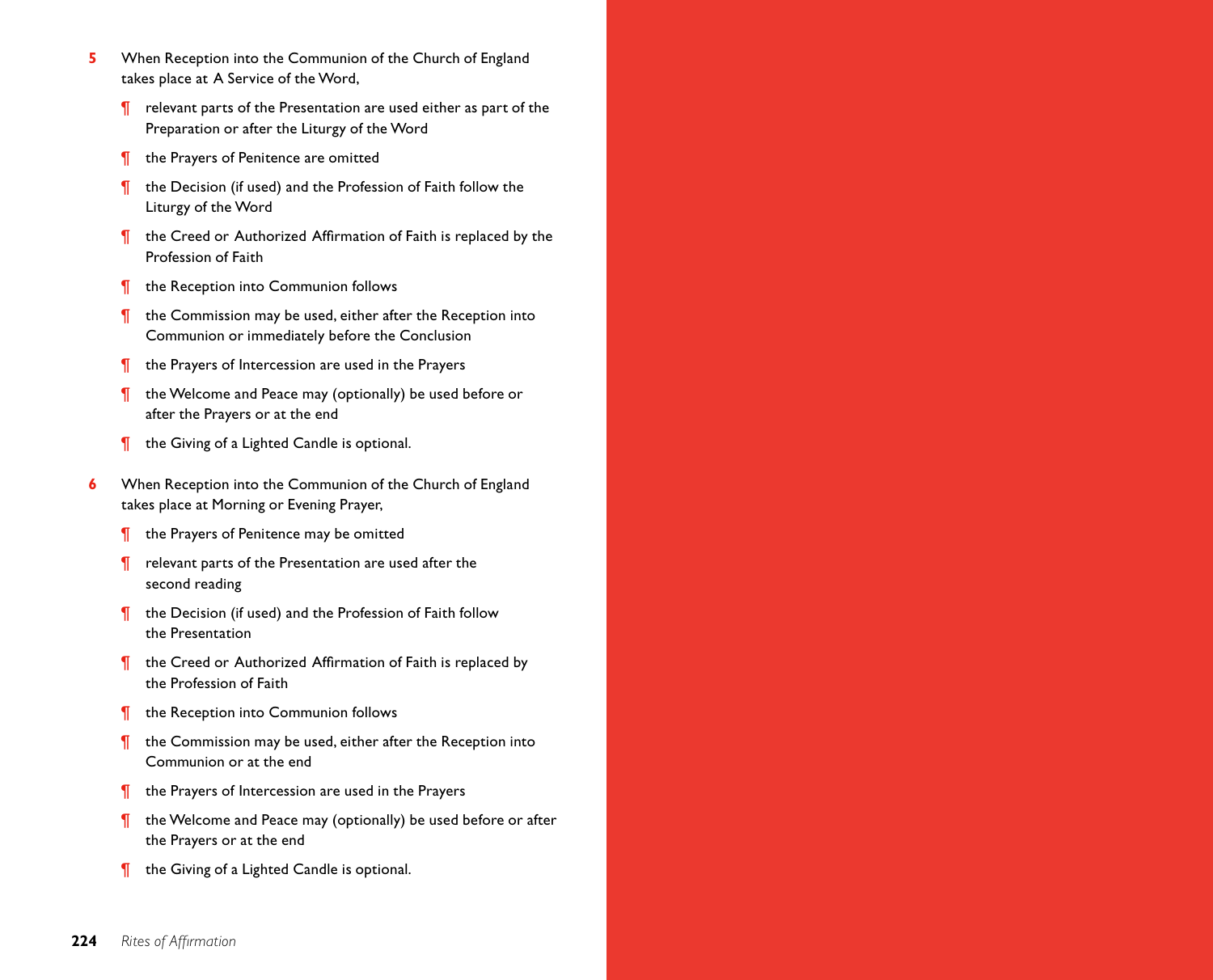5 When Reception into the Communion of the Church of England takes place at A Service of the Word,

¶ relevant parts of the Presentation are used either as part of the Preparation or after the Liturgy of the Word

¶ the Prayers of Penitence are omitted

¶ the Decision (if used) and the Profession of Faith follow the Liturgy of the Word

¶ the Creed or Authorized Affirmation of Faith is replaced by the Profession of Faith

¶ the Reception into Communion follows

¶ the Commission may be used, either after the Reception into Communion or immediately before the Conclusion

¶ the Prayers of Intercession are used in the Prayers

¶ the Welcome and Peace may (optionally) be used before or after the Prayers or at the end

¶ the Giving of a Lighted Candle is optional.

6 When Reception into the Communion of the Church of England takes place at Morning or Evening Prayer,

¶ the Prayers of Penitence may be omitted

¶ relevant parts of the Presentation are used after the second reading

¶ the Decision (if used) and the Profession of Faith follow the Presentation

¶ the Creed or Authorized Affirmation of Faith is replaced by the Profession of Faith

¶ the Reception into Communion follows

¶ the Commission may be used, either after the Reception into Communion or at the end

¶ the Prayers of Intercession are used in the Prayers

¶ the Welcome and Peace may (optionally) be used before or after the Prayers or at the end

¶ the Giving of a Lighted Candle is optional.